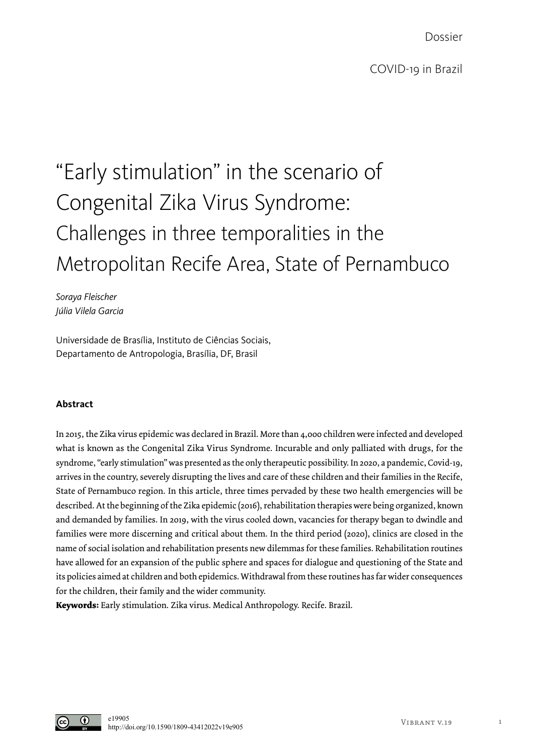Dossier

COVID-19 in Brazil

# "Early stimulation" in the scenario of Congenital Zika Virus Syndrome: Challenges in three temporalities in the Metropolitan Recife Area, State of Pernambuco

*Soraya Fleischer*
*Júlia Vilela Garcia*

Universidade de Brasília, Instituto de Ciências Sociais, Departamento de Antropologia, Brasília, DF, Brasil

**Abstract**

In 2015, the Zika virus epidemic was declared in Brazil. More than 4,000 children were infected and developed what is known as the Congenital Zika Virus Syndrome. Incurable and only palliated with drugs, for the syndrome, "early stimulation" was presented as the only therapeutic possibility. In 2020, a pandemic, Covid-19, arrives in the country, severely disrupting the lives and care of these children and their families in the Recife, State of Pernambuco region. In this article, three times pervaded by these two health emergencies will be described. At the beginning of the Zika epidemic (2016), rehabilitation therapies were being organized, known and demanded by families. In 2019, with the virus cooled down, vacancies for therapy began to dwindle and families were more discerning and critical about them. In the third period (2020), clinics are closed in the name of social isolation and rehabilitation presents new dilemmas for these families. Rehabilitation routines have allowed for an expansion of the public sphere and spaces for dialogue and questioning of the State and its policies aimed at children and both epidemics. Withdrawal from these routines has far wider consequences for the children, their family and the wider community.

**Keywords:** Early stimulation. Zika virus. Medical Anthropology. Recife. Brazil.

e19905
http://doi.org/10.1590/1809-43412022v19e905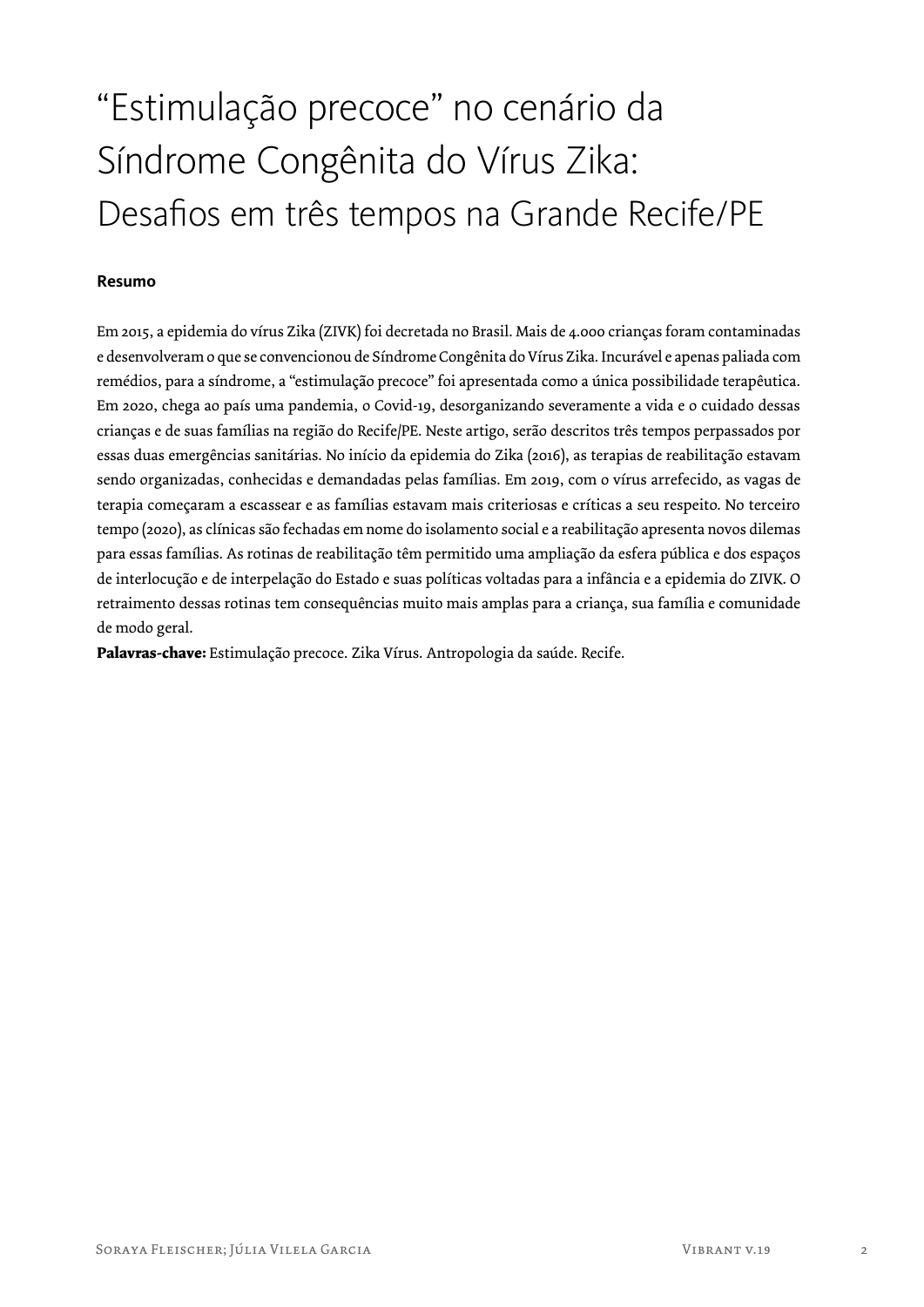# "Estimulação precoce" no cenário da Síndrome Congênita do Vírus Zika: Desafios em três tempos na Grande Recife/PE

**Resumo**

Em 2015, a epidemia do vírus Zika (ZIVK) foi decretada no Brasil. Mais de 4.000 crianças foram contaminadas e desenvolveram o que se convencionou de Síndrome Congênita do Vírus Zika. Incurável e apenas paliada com remédios, para a síndrome, a "estimulação precoce" foi apresentada como a única possibilidade terapêutica. Em 2020, chega ao país uma pandemia, o Covid-19, desorganizando severamente a vida e o cuidado dessas crianças e de suas famílias na região do Recife/PE. Neste artigo, serão descritos três tempos perpassados por essas duas emergências sanitárias. No início da epidemia do Zika (2016), as terapias de reabilitação estavam sendo organizadas, conhecidas e demandadas pelas famílias. Em 2019, com o vírus arrefecido, as vagas de terapia começaram a escassear e as famílias estavam mais criteriosas e críticas a seu respeito. No terceiro tempo (2020), as clínicas são fechadas em nome do isolamento social e a reabilitação apresenta novos dilemas para essas famílias. As rotinas de reabilitação têm permitido uma ampliação da esfera pública e dos espaços de interlocução e de interpelação do Estado e suas políticas voltadas para a infância e a epidemia do ZIVK. O retraimento dessas rotinas tem consequências muito mais amplas para a criança, sua família e comunidade de modo geral.

**Palavras-chave:** Estimulação precoce. Zika Vírus. Antropologia da saúde. Recife.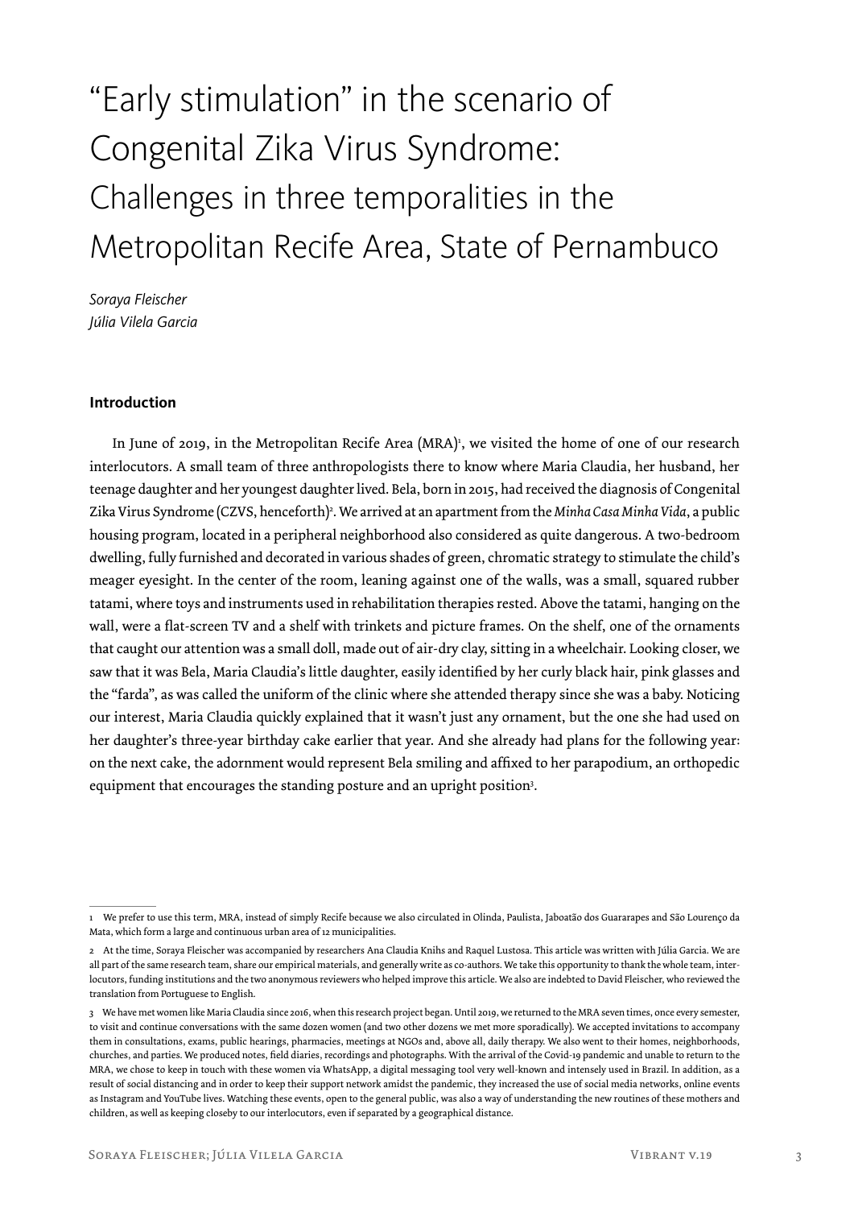# "Early stimulation" in the scenario of Congenital Zika Virus Syndrome: Challenges in three temporalities in the Metropolitan Recife Area, State of Pernambuco

*Soraya Fleischer*
*Júlia Vilela Garcia*

## Introduction

In June of 2019, in the Metropolitan Recife Area (MRA)[1], we visited the home of one of our research interlocutors. A small team of three anthropologists there to know where Maria Claudia, her husband, her teenage daughter and her youngest daughter lived. Bela, born in 2015, had received the diagnosis of Congenital Zika Virus Syndrome (CZVS, henceforth)[2]. We arrived at an apartment from the *Minha Casa Minha Vida*, a public housing program, located in a peripheral neighborhood also considered as quite dangerous. A two-bedroom dwelling, fully furnished and decorated in various shades of green, chromatic strategy to stimulate the child's meager eyesight. In the center of the room, leaning against one of the walls, was a small, squared rubber tatami, where toys and instruments used in rehabilitation therapies rested. Above the tatami, hanging on the wall, were a flat-screen TV and a shelf with trinkets and picture frames. On the shelf, one of the ornaments that caught our attention was a small doll, made out of air-dry clay, sitting in a wheelchair. Looking closer, we saw that it was Bela, Maria Claudia's little daughter, easily identified by her curly black hair, pink glasses and the "farda", as was called the uniform of the clinic where she attended therapy since she was a baby. Noticing our interest, Maria Claudia quickly explained that it wasn't just any ornament, but the one she had used on her daughter's three-year birthday cake earlier that year. And she already had plans for the following year: on the next cake, the adornment would represent Bela smiling and affixed to her parapodium, an orthopedic equipment that encourages the standing posture and an upright position[3].

---

1 We prefer to use this term, MRA, instead of simply Recife because we also circulated in Olinda, Paulista, Jaboatão dos Guararapes and São Lourenço da Mata, which form a large and continuous urban area of 12 municipalities.

2 At the time, Soraya Fleischer was accompanied by researchers Ana Claudia Knihs and Raquel Lustosa. This article was written with Júlia Garcia. We are all part of the same research team, share our empirical materials, and generally write as co-authors. We take this opportunity to thank the whole team, interlocutors, funding institutions and the two anonymous reviewers who helped improve this article. We also are indebted to David Fleischer, who reviewed the translation from Portuguese to English.

3 We have met women like Maria Claudia since 2016, when this research project began. Until 2019, we returned to the MRA seven times, once every semester, to visit and continue conversations with the same dozen women (and two other dozens we met more sporadically). We accepted invitations to accompany them in consultations, exams, public hearings, pharmacies, meetings at NGOs and, above all, daily therapy. We also went to their homes, neighborhoods, churches, and parties. We produced notes, field diaries, recordings and photographs. With the arrival of the Covid-19 pandemic and unable to return to the MRA, we chose to keep in touch with these women via WhatsApp, a digital messaging tool very well-known and intensely used in Brazil. In addition, as a result of social distancing and in order to keep their support network amidst the pandemic, they increased the use of social media networks, online events as Instagram and YouTube lives. Watching these events, open to the general public, was also a way of understanding the new routines of these mothers and children, as well as keeping closeby to our interlocutors, even if separated by a geographical distance.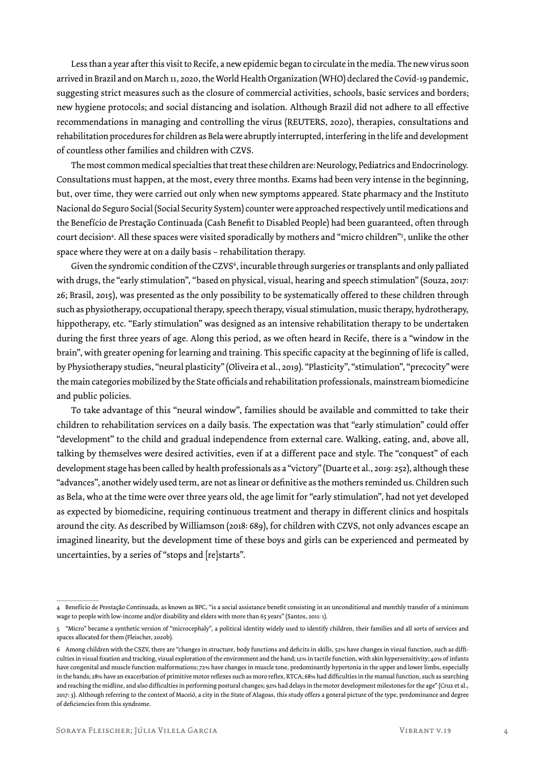Less than a year after this visit to Recife, a new epidemic began to circulate in the media. The new virus soon arrived in Brazil and on March 11, 2020, the World Health Organization (WHO) declared the Covid-19 pandemic, suggesting strict measures such as the closure of commercial activities, schools, basic services and borders; new hygiene protocols; and social distancing and isolation. Although Brazil did not adhere to all effective recommendations in managing and controlling the virus (REUTERS, 2020), therapies, consultations and rehabilitation procedures for children as Bela were abruptly interrupted, interfering in the life and development of countless other families and children with CZVS.

The most common medical specialties that treat these children are: Neurology, Pediatrics and Endocrinology. Consultations must happen, at the most, every three months. Exams had been very intense in the beginning, but, over time, they were carried out only when new symptoms appeared. State pharmacy and the Instituto Nacional do Seguro Social (Social Security System) counter were approached respectively until medications and the Benefício de Prestação Continuada (Cash Benefit to Disabled People) had been guaranteed, often through court decision[4]. All these spaces were visited sporadically by mothers and "micro children"[5], unlike the other space where they were at on a daily basis – rehabilitation therapy.

Given the syndromic condition of the CZVS[6], incurable through surgeries or transplants and only palliated with drugs, the "early stimulation", "based on physical, visual, hearing and speech stimulation" (Souza, 2017: 26; Brasil, 2015), was presented as the only possibility to be systematically offered to these children through such as physiotherapy, occupational therapy, speech therapy, visual stimulation, music therapy, hydrotherapy, hippotherapy, etc. "Early stimulation" was designed as an intensive rehabilitation therapy to be undertaken during the first three years of age. Along this period, as we often heard in Recife, there is a "window in the brain", with greater opening for learning and training. This specific capacity at the beginning of life is called, by Physiotherapy studies, "neural plasticity" (Oliveira et al., 2019). "Plasticity", "stimulation", "precocity" were the main categories mobilized by the State officials and rehabilitation professionals, mainstream biomedicine and public policies.

To take advantage of this "neural window", families should be available and committed to take their children to rehabilitation services on a daily basis. The expectation was that "early stimulation" could offer "development" to the child and gradual independence from external care. Walking, eating, and, above all, talking by themselves were desired activities, even if at a different pace and style. The "conquest" of each development stage has been called by health professionals as a "victory" (Duarte et al., 2019: 252), although these "advances", another widely used term, are not as linear or definitive as the mothers reminded us. Children such as Bela, who at the time were over three years old, the age limit for "early stimulation", had not yet developed as expected by biomedicine, requiring continuous treatment and therapy in different clinics and hospitals around the city. As described by Williamson (2018: 689), for children with CZVS, not only advances escape an imagined linearity, but the development time of these boys and girls can be experienced and permeated by uncertainties, by a series of "stops and [re]starts".

---

4 Benefício de Prestação Continuada, as known as BPC, "is a social assistance benefit consisting in an unconditional and monthly transfer of a minimum wage to people with low-income and/or disability and elders with more than 65 years" (Santos, 2011: 1).

5 "Micro" became a synthetic version of "microcephaly", a political identity widely used to identify children, their families and all sorts of services and spaces allocated for them (Fleischer, 2020b).

6 Among children with the CSZV, there are "changes in structure, body functions and deficits in skills, 52% have changes in visual function, such as difficulties in visual fixation and tracking, visual exploration of the environment and the hand; 12% in tactile function, with skin hypersensitivity; 40% of infants have congenital and muscle function malformations; 72% have changes in muscle tone, predominantly hypertonia in the upper and lower limbs, especially in the hands; 28% have an exacerbation of primitive motor reflexes such as moro reflex, RTCA; 68% had difficulties in the manual function, such as searching and reaching the midline, and also difficulties in performing postural changes; 92% had delays in the motor development milestones for the age" (Cruz et al., 2017: 3). Although referring to the context of Maceió, a city in the State of Alagoas, this study offers a general picture of the type, predominance and degree of deficiencies from this syndrome.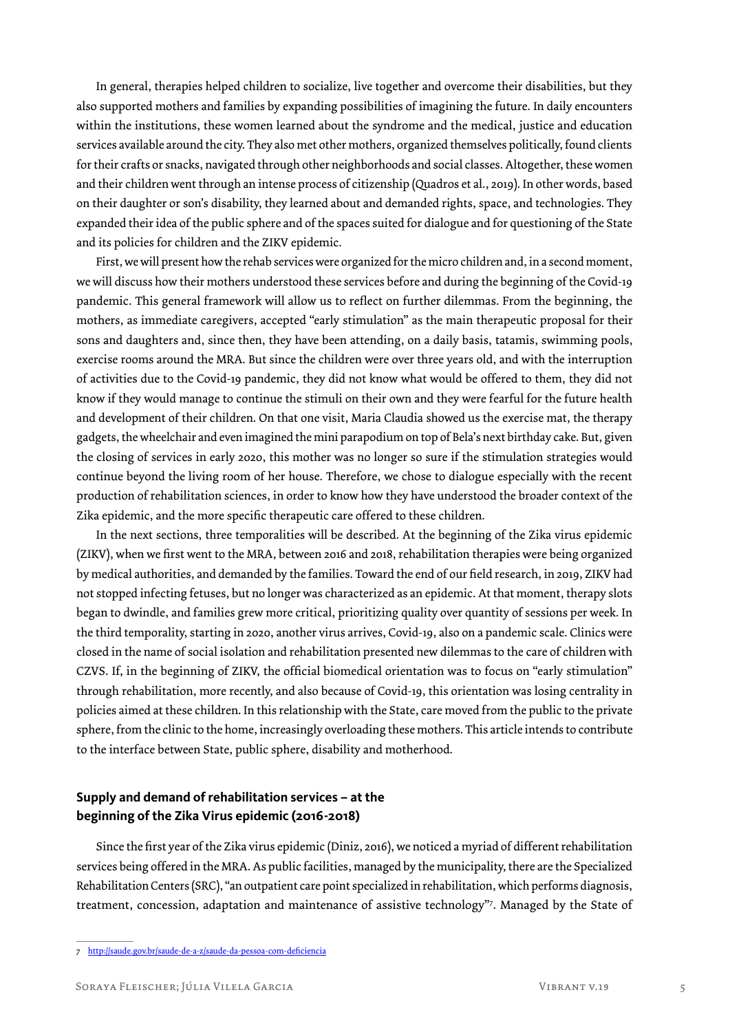In general, therapies helped children to socialize, live together and overcome their disabilities, but they also supported mothers and families by expanding possibilities of imagining the future. In daily encounters within the institutions, these women learned about the syndrome and the medical, justice and education services available around the city. They also met other mothers, organized themselves politically, found clients for their crafts or snacks, navigated through other neighborhoods and social classes. Altogether, these women and their children went through an intense process of citizenship (Quadros et al., 2019). In other words, based on their daughter or son's disability, they learned about and demanded rights, space, and technologies. They expanded their idea of the public sphere and of the spaces suited for dialogue and for questioning of the State and its policies for children and the ZIKV epidemic.

First, we will present how the rehab services were organized for the micro children and, in a second moment, we will discuss how their mothers understood these services before and during the beginning of the Covid-19 pandemic. This general framework will allow us to reflect on further dilemmas. From the beginning, the mothers, as immediate caregivers, accepted "early stimulation" as the main therapeutic proposal for their sons and daughters and, since then, they have been attending, on a daily basis, tatamis, swimming pools, exercise rooms around the MRA. But since the children were over three years old, and with the interruption of activities due to the Covid-19 pandemic, they did not know what would be offered to them, they did not know if they would manage to continue the stimuli on their own and they were fearful for the future health and development of their children. On that one visit, Maria Claudia showed us the exercise mat, the therapy gadgets, the wheelchair and even imagined the mini parapodium on top of Bela's next birthday cake. But, given the closing of services in early 2020, this mother was no longer so sure if the stimulation strategies would continue beyond the living room of her house. Therefore, we chose to dialogue especially with the recent production of rehabilitation sciences, in order to know how they have understood the broader context of the Zika epidemic, and the more specific therapeutic care offered to these children.

In the next sections, three temporalities will be described. At the beginning of the Zika virus epidemic (ZIKV), when we first went to the MRA, between 2016 and 2018, rehabilitation therapies were being organized by medical authorities, and demanded by the families. Toward the end of our field research, in 2019, ZIKV had not stopped infecting fetuses, but no longer was characterized as an epidemic. At that moment, therapy slots began to dwindle, and families grew more critical, prioritizing quality over quantity of sessions per week. In the third temporality, starting in 2020, another virus arrives, Covid-19, also on a pandemic scale. Clinics were closed in the name of social isolation and rehabilitation presented new dilemmas to the care of children with CZVS. If, in the beginning of ZIKV, the official biomedical orientation was to focus on "early stimulation" through rehabilitation, more recently, and also because of Covid-19, this orientation was losing centrality in policies aimed at these children. In this relationship with the State, care moved from the public to the private sphere, from the clinic to the home, increasingly overloading these mothers. This article intends to contribute to the interface between State, public sphere, disability and motherhood.

## Supply and demand of rehabilitation services – at the beginning of the Zika Virus epidemic (2016-2018)

Since the first year of the Zika virus epidemic (Diniz, 2016), we noticed a myriad of different rehabilitation services being offered in the MRA. As public facilities, managed by the municipality, there are the Specialized Rehabilitation Centers (SRC), "an outpatient care point specialized in rehabilitation, which performs diagnosis, treatment, concession, adaptation and maintenance of assistive technology"[7]. Managed by the State of

---

[7] http://saude.gov.br/saude-de-a-z/saude-da-pessoa-com-deficiencia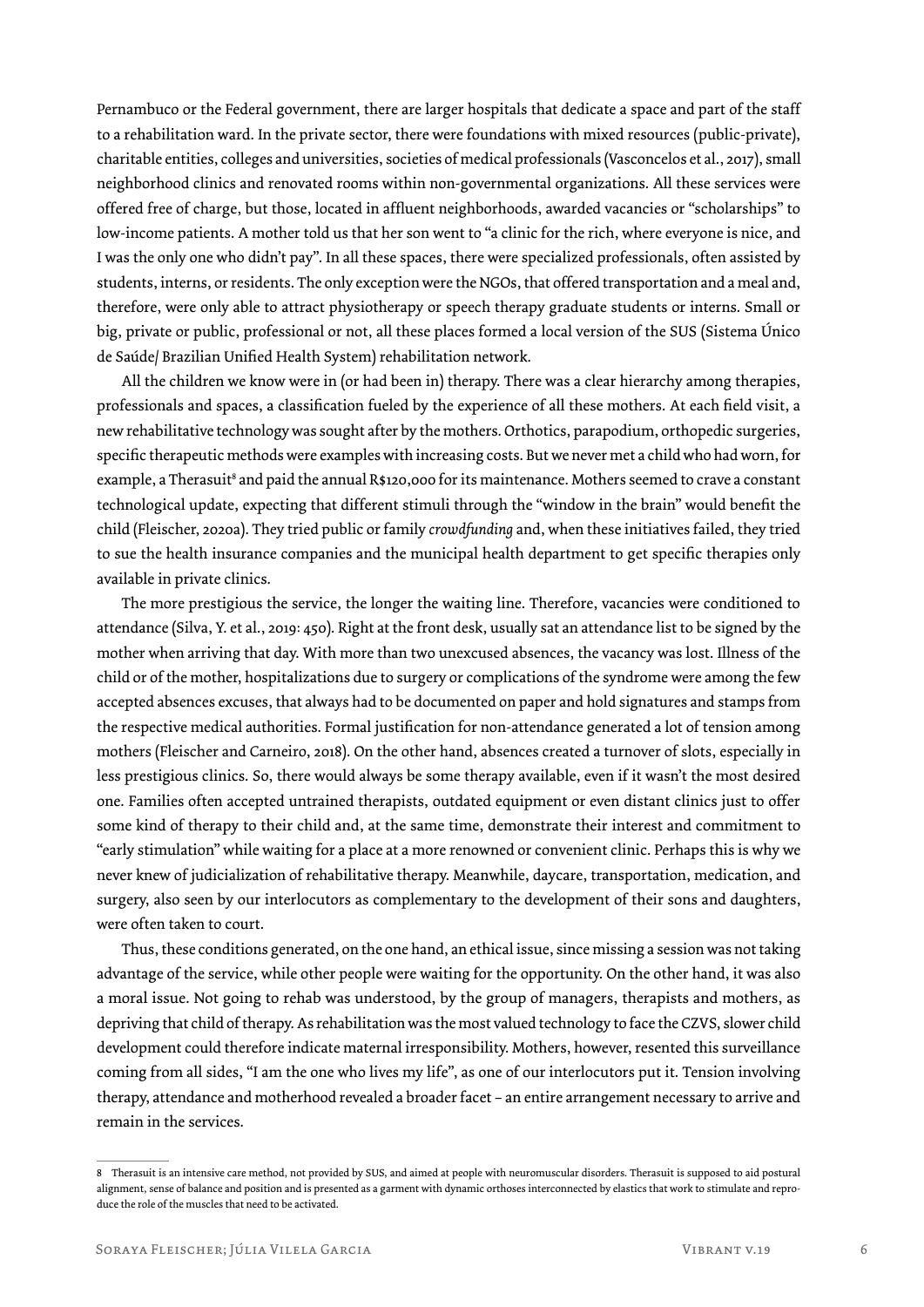Pernambuco or the Federal government, there are larger hospitals that dedicate a space and part of the staff to a rehabilitation ward. In the private sector, there were foundations with mixed resources (public-private), charitable entities, colleges and universities, societies of medical professionals (Vasconcelos et al., 2017), small neighborhood clinics and renovated rooms within non-governmental organizations. All these services were offered free of charge, but those, located in affluent neighborhoods, awarded vacancies or "scholarships" to low-income patients. A mother told us that her son went to "a clinic for the rich, where everyone is nice, and I was the only one who didn't pay". In all these spaces, there were specialized professionals, often assisted by students, interns, or residents. The only exception were the NGOs, that offered transportation and a meal and, therefore, were only able to attract physiotherapy or speech therapy graduate students or interns. Small or big, private or public, professional or not, all these places formed a local version of the SUS (Sistema Único de Saúde/ Brazilian Unified Health System) rehabilitation network.

All the children we know were in (or had been in) therapy. There was a clear hierarchy among therapies, professionals and spaces, a classification fueled by the experience of all these mothers. At each field visit, a new rehabilitative technology was sought after by the mothers. Orthotics, parapodium, orthopedic surgeries, specific therapeutic methods were examples with increasing costs. But we never met a child who had worn, for example, a Therasuit[8] and paid the annual R$120,000 for its maintenance. Mothers seemed to crave a constant technological update, expecting that different stimuli through the "window in the brain" would benefit the child (Fleischer, 2020a). They tried public or family *crowdfunding* and, when these initiatives failed, they tried to sue the health insurance companies and the municipal health department to get specific therapies only available in private clinics.

The more prestigious the service, the longer the waiting line. Therefore, vacancies were conditioned to attendance (Silva, Y. et al., 2019: 450). Right at the front desk, usually sat an attendance list to be signed by the mother when arriving that day. With more than two unexcused absences, the vacancy was lost. Illness of the child or of the mother, hospitalizations due to surgery or complications of the syndrome were among the few accepted absences excuses, that always had to be documented on paper and hold signatures and stamps from the respective medical authorities. Formal justification for non-attendance generated a lot of tension among mothers (Fleischer and Carneiro, 2018). On the other hand, absences created a turnover of slots, especially in less prestigious clinics. So, there would always be some therapy available, even if it wasn't the most desired one. Families often accepted untrained therapists, outdated equipment or even distant clinics just to offer some kind of therapy to their child and, at the same time, demonstrate their interest and commitment to "early stimulation" while waiting for a place at a more renowned or convenient clinic. Perhaps this is why we never knew of judicialization of rehabilitative therapy. Meanwhile, daycare, transportation, medication, and surgery, also seen by our interlocutors as complementary to the development of their sons and daughters, were often taken to court.

Thus, these conditions generated, on the one hand, an ethical issue, since missing a session was not taking advantage of the service, while other people were waiting for the opportunity. On the other hand, it was also a moral issue. Not going to rehab was understood, by the group of managers, therapists and mothers, as depriving that child of therapy. As rehabilitation was the most valued technology to face the CZVS, slower child development could therefore indicate maternal irresponsibility. Mothers, however, resented this surveillance coming from all sides, "I am the one who lives my life", as one of our interlocutors put it. Tension involving therapy, attendance and motherhood revealed a broader facet – an entire arrangement necessary to arrive and remain in the services.

---

8 Therasuit is an intensive care method, not provided by SUS, and aimed at people with neuromuscular disorders. Therasuit is supposed to aid postural alignment, sense of balance and position and is presented as a garment with dynamic orthoses interconnected by elastics that work to stimulate and reproduce the role of the muscles that need to be activated.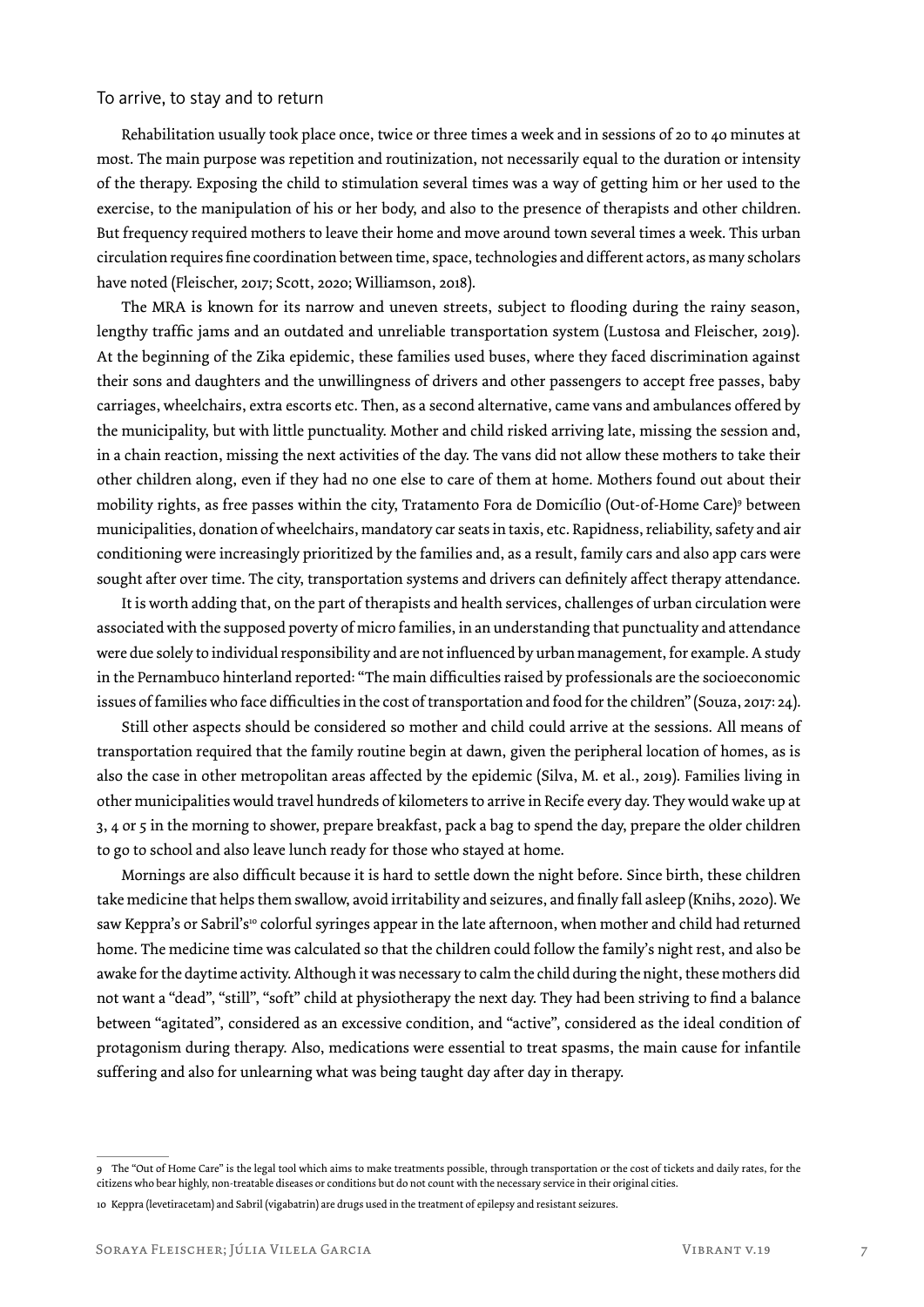## To arrive, to stay and to return

Rehabilitation usually took place once, twice or three times a week and in sessions of 20 to 40 minutes at most. The main purpose was repetition and routinization, not necessarily equal to the duration or intensity of the therapy. Exposing the child to stimulation several times was a way of getting him or her used to the exercise, to the manipulation of his or her body, and also to the presence of therapists and other children. But frequency required mothers to leave their home and move around town several times a week. This urban circulation requires fine coordination between time, space, technologies and different actors, as many scholars have noted (Fleischer, 2017; Scott, 2020; Williamson, 2018).

The MRA is known for its narrow and uneven streets, subject to flooding during the rainy season, lengthy traffic jams and an outdated and unreliable transportation system (Lustosa and Fleischer, 2019). At the beginning of the Zika epidemic, these families used buses, where they faced discrimination against their sons and daughters and the unwillingness of drivers and other passengers to accept free passes, baby carriages, wheelchairs, extra escorts etc. Then, as a second alternative, came vans and ambulances offered by the municipality, but with little punctuality. Mother and child risked arriving late, missing the session and, in a chain reaction, missing the next activities of the day. The vans did not allow these mothers to take their other children along, even if they had no one else to care of them at home. Mothers found out about their mobility rights, as free passes within the city, Tratamento Fora de Domicílio (Out-of-Home Care)[9] between municipalities, donation of wheelchairs, mandatory car seats in taxis, etc. Rapidness, reliability, safety and air conditioning were increasingly prioritized by the families and, as a result, family cars and also app cars were sought after over time. The city, transportation systems and drivers can definitely affect therapy attendance.

It is worth adding that, on the part of therapists and health services, challenges of urban circulation were associated with the supposed poverty of micro families, in an understanding that punctuality and attendance were due solely to individual responsibility and are not influenced by urban management, for example. A study in the Pernambuco hinterland reported: "The main difficulties raised by professionals are the socioeconomic issues of families who face difficulties in the cost of transportation and food for the children" (Souza, 2017: 24).

Still other aspects should be considered so mother and child could arrive at the sessions. All means of transportation required that the family routine begin at dawn, given the peripheral location of homes, as is also the case in other metropolitan areas affected by the epidemic (Silva, M. et al., 2019). Families living in other municipalities would travel hundreds of kilometers to arrive in Recife every day. They would wake up at 3, 4 or 5 in the morning to shower, prepare breakfast, pack a bag to spend the day, prepare the older children to go to school and also leave lunch ready for those who stayed at home.

Mornings are also difficult because it is hard to settle down the night before. Since birth, these children take medicine that helps them swallow, avoid irritability and seizures, and finally fall asleep (Knihs, 2020). We saw Keppra's or Sabril's[10] colorful syringes appear in the late afternoon, when mother and child had returned home. The medicine time was calculated so that the children could follow the family's night rest, and also be awake for the daytime activity. Although it was necessary to calm the child during the night, these mothers did not want a "dead", "still", "soft" child at physiotherapy the next day. They had been striving to find a balance between "agitated", considered as an excessive condition, and "active", considered as the ideal condition of protagonism during therapy. Also, medications were essential to treat spasms, the main cause for infantile suffering and also for unlearning what was being taught day after day in therapy.

---

9 The "Out of Home Care" is the legal tool which aims to make treatments possible, through transportation or the cost of tickets and daily rates, for the citizens who bear highly, non-treatable diseases or conditions but do not count with the necessary service in their original cities.

10 Keppra (levetiracetam) and Sabril (vigabatrin) are drugs used in the treatment of epilepsy and resistant seizures.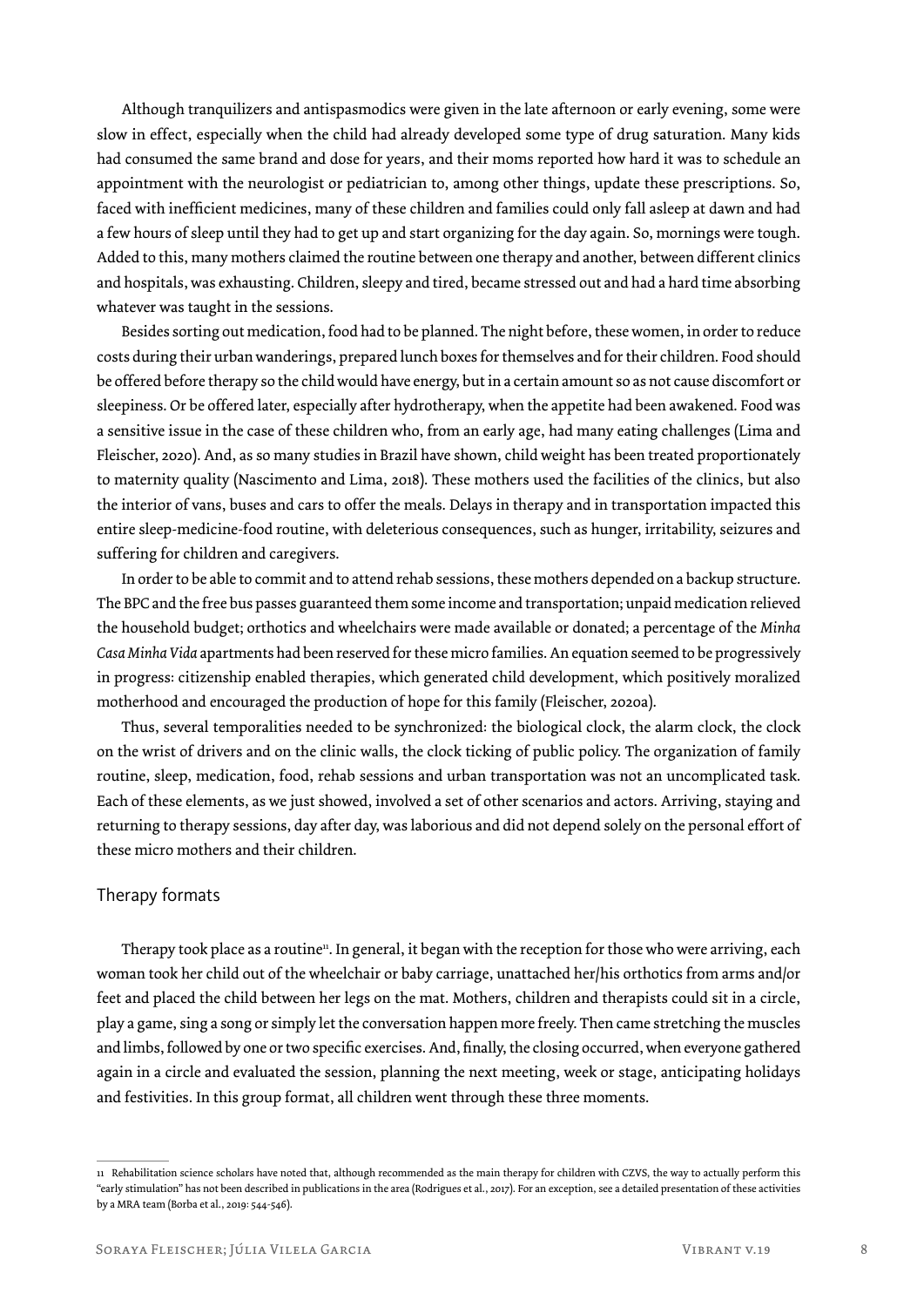Although tranquilizers and antispasmodics were given in the late afternoon or early evening, some were slow in effect, especially when the child had already developed some type of drug saturation. Many kids had consumed the same brand and dose for years, and their moms reported how hard it was to schedule an appointment with the neurologist or pediatrician to, among other things, update these prescriptions. So, faced with inefficient medicines, many of these children and families could only fall asleep at dawn and had a few hours of sleep until they had to get up and start organizing for the day again. So, mornings were tough. Added to this, many mothers claimed the routine between one therapy and another, between different clinics and hospitals, was exhausting. Children, sleepy and tired, became stressed out and had a hard time absorbing whatever was taught in the sessions.

Besides sorting out medication, food had to be planned. The night before, these women, in order to reduce costs during their urban wanderings, prepared lunch boxes for themselves and for their children. Food should be offered before therapy so the child would have energy, but in a certain amount so as not cause discomfort or sleepiness. Or be offered later, especially after hydrotherapy, when the appetite had been awakened. Food was a sensitive issue in the case of these children who, from an early age, had many eating challenges (Lima and Fleischer, 2020). And, as so many studies in Brazil have shown, child weight has been treated proportionately to maternity quality (Nascimento and Lima, 2018). These mothers used the facilities of the clinics, but also the interior of vans, buses and cars to offer the meals. Delays in therapy and in transportation impacted this entire sleep-medicine-food routine, with deleterious consequences, such as hunger, irritability, seizures and suffering for children and caregivers.

In order to be able to commit and to attend rehab sessions, these mothers depended on a backup structure. The BPC and the free bus passes guaranteed them some income and transportation; unpaid medication relieved the household budget; orthotics and wheelchairs were made available or donated; a percentage of the *Minha Casa Minha Vida* apartments had been reserved for these micro families. An equation seemed to be progressively in progress: citizenship enabled therapies, which generated child development, which positively moralized motherhood and encouraged the production of hope for this family (Fleischer, 2020a).

Thus, several temporalities needed to be synchronized: the biological clock, the alarm clock, the clock on the wrist of drivers and on the clinic walls, the clock ticking of public policy. The organization of family routine, sleep, medication, food, rehab sessions and urban transportation was not an uncomplicated task. Each of these elements, as we just showed, involved a set of other scenarios and actors. Arriving, staying and returning to therapy sessions, day after day, was laborious and did not depend solely on the personal effort of these micro mothers and their children.

## Therapy formats

Therapy took place as a routine[11]. In general, it began with the reception for those who were arriving, each woman took her child out of the wheelchair or baby carriage, unattached her/his orthotics from arms and/or feet and placed the child between her legs on the mat. Mothers, children and therapists could sit in a circle, play a game, sing a song or simply let the conversation happen more freely. Then came stretching the muscles and limbs, followed by one or two specific exercises. And, finally, the closing occurred, when everyone gathered again in a circle and evaluated the session, planning the next meeting, week or stage, anticipating holidays and festivities. In this group format, all children went through these three moments.

---

11 Rehabilitation science scholars have noted that, although recommended as the main therapy for children with CZVS, the way to actually perform this "early stimulation" has not been described in publications in the area (Rodrigues et al., 2017). For an exception, see a detailed presentation of these activities by a MRA team (Borba et al., 2019: 544-546).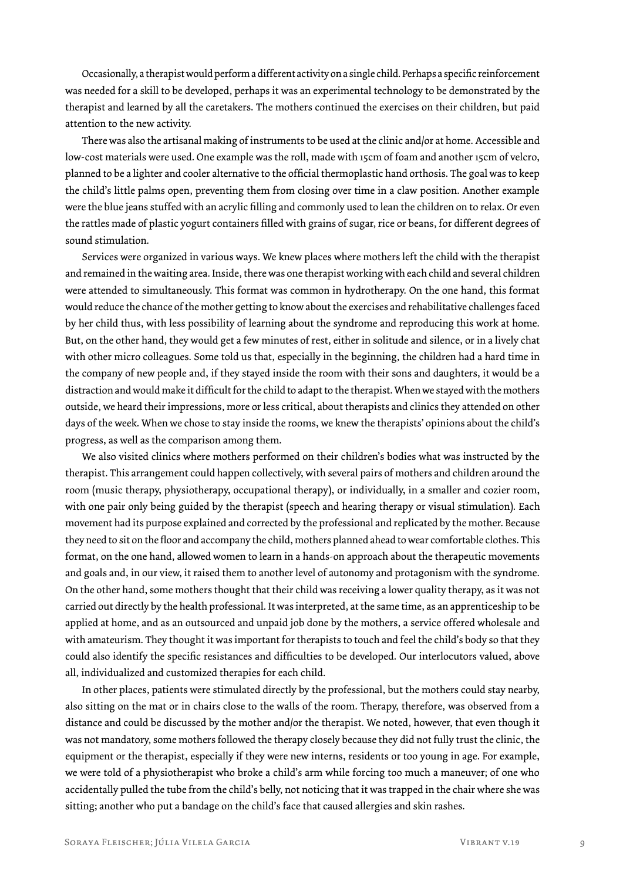Occasionally, a therapist would perform a different activity on a single child. Perhaps a specific reinforcement was needed for a skill to be developed, perhaps it was an experimental technology to be demonstrated by the therapist and learned by all the caretakers. The mothers continued the exercises on their children, but paid attention to the new activity.

There was also the artisanal making of instruments to be used at the clinic and/or at home. Accessible and low-cost materials were used. One example was the roll, made with 15cm of foam and another 15cm of velcro, planned to be a lighter and cooler alternative to the official thermoplastic hand orthosis. The goal was to keep the child's little palms open, preventing them from closing over time in a claw position. Another example were the blue jeans stuffed with an acrylic filling and commonly used to lean the children on to relax. Or even the rattles made of plastic yogurt containers filled with grains of sugar, rice or beans, for different degrees of sound stimulation.

Services were organized in various ways. We knew places where mothers left the child with the therapist and remained in the waiting area. Inside, there was one therapist working with each child and several children were attended to simultaneously. This format was common in hydrotherapy. On the one hand, this format would reduce the chance of the mother getting to know about the exercises and rehabilitative challenges faced by her child thus, with less possibility of learning about the syndrome and reproducing this work at home. But, on the other hand, they would get a few minutes of rest, either in solitude and silence, or in a lively chat with other micro colleagues. Some told us that, especially in the beginning, the children had a hard time in the company of new people and, if they stayed inside the room with their sons and daughters, it would be a distraction and would make it difficult for the child to adapt to the therapist. When we stayed with the mothers outside, we heard their impressions, more or less critical, about therapists and clinics they attended on other days of the week. When we chose to stay inside the rooms, we knew the therapists' opinions about the child's progress, as well as the comparison among them.

We also visited clinics where mothers performed on their children's bodies what was instructed by the therapist. This arrangement could happen collectively, with several pairs of mothers and children around the room (music therapy, physiotherapy, occupational therapy), or individually, in a smaller and cozier room, with one pair only being guided by the therapist (speech and hearing therapy or visual stimulation). Each movement had its purpose explained and corrected by the professional and replicated by the mother. Because they need to sit on the floor and accompany the child, mothers planned ahead to wear comfortable clothes. This format, on the one hand, allowed women to learn in a hands-on approach about the therapeutic movements and goals and, in our view, it raised them to another level of autonomy and protagonism with the syndrome. On the other hand, some mothers thought that their child was receiving a lower quality therapy, as it was not carried out directly by the health professional. It was interpreted, at the same time, as an apprenticeship to be applied at home, and as an outsourced and unpaid job done by the mothers, a service offered wholesale and with amateurism. They thought it was important for therapists to touch and feel the child's body so that they could also identify the specific resistances and difficulties to be developed. Our interlocutors valued, above all, individualized and customized therapies for each child.

In other places, patients were stimulated directly by the professional, but the mothers could stay nearby, also sitting on the mat or in chairs close to the walls of the room. Therapy, therefore, was observed from a distance and could be discussed by the mother and/or the therapist. We noted, however, that even though it was not mandatory, some mothers followed the therapy closely because they did not fully trust the clinic, the equipment or the therapist, especially if they were new interns, residents or too young in age. For example, we were told of a physiotherapist who broke a child's arm while forcing too much a maneuver; of one who accidentally pulled the tube from the child's belly, not noticing that it was trapped in the chair where she was sitting; another who put a bandage on the child's face that caused allergies and skin rashes.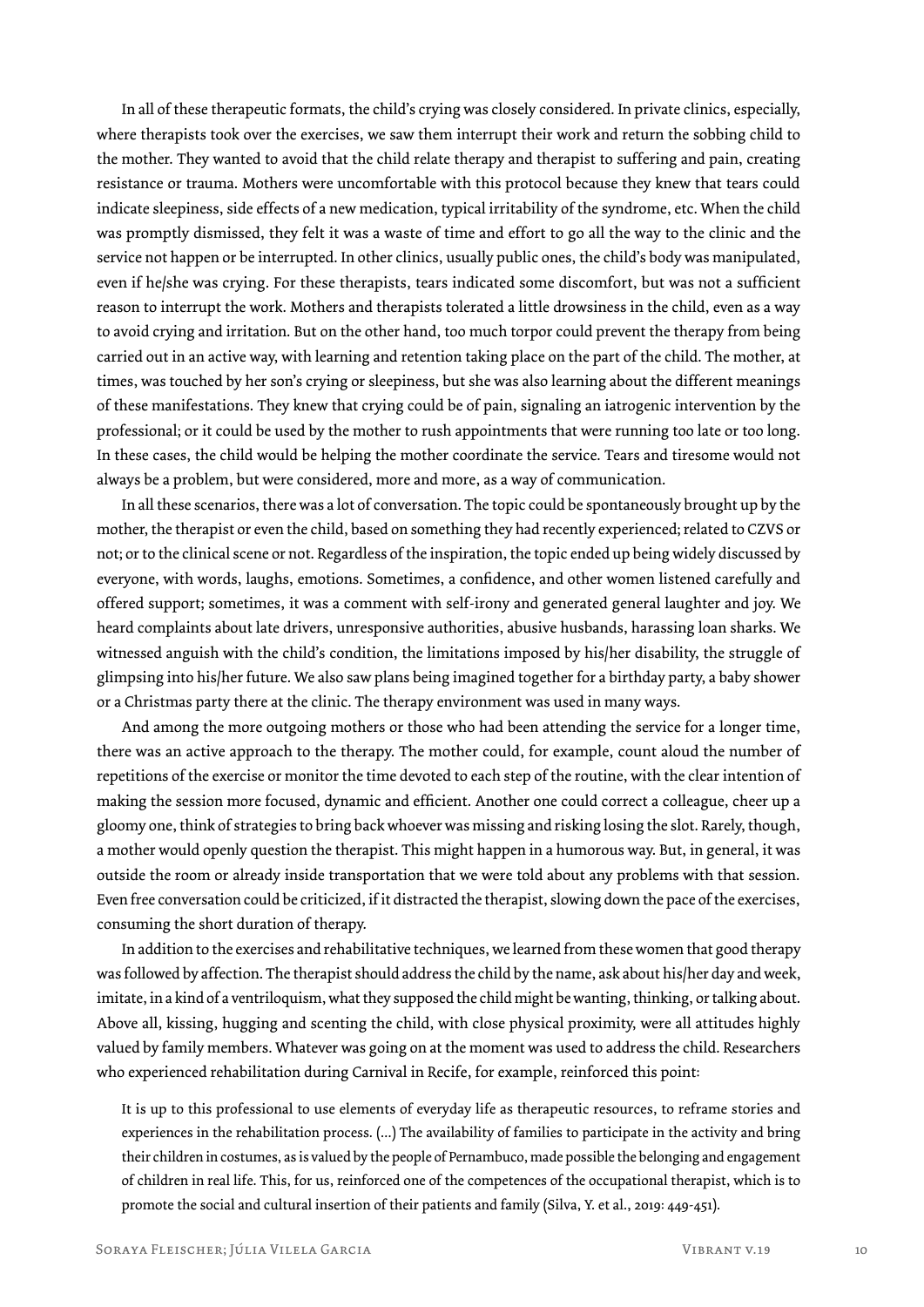In all of these therapeutic formats, the child's crying was closely considered. In private clinics, especially, where therapists took over the exercises, we saw them interrupt their work and return the sobbing child to the mother. They wanted to avoid that the child relate therapy and therapist to suffering and pain, creating resistance or trauma. Mothers were uncomfortable with this protocol because they knew that tears could indicate sleepiness, side effects of a new medication, typical irritability of the syndrome, etc. When the child was promptly dismissed, they felt it was a waste of time and effort to go all the way to the clinic and the service not happen or be interrupted. In other clinics, usually public ones, the child's body was manipulated, even if he/she was crying. For these therapists, tears indicated some discomfort, but was not a sufficient reason to interrupt the work. Mothers and therapists tolerated a little drowsiness in the child, even as a way to avoid crying and irritation. But on the other hand, too much torpor could prevent the therapy from being carried out in an active way, with learning and retention taking place on the part of the child. The mother, at times, was touched by her son's crying or sleepiness, but she was also learning about the different meanings of these manifestations. They knew that crying could be of pain, signaling an iatrogenic intervention by the professional; or it could be used by the mother to rush appointments that were running too late or too long. In these cases, the child would be helping the mother coordinate the service. Tears and tiresome would not always be a problem, but were considered, more and more, as a way of communication.

In all these scenarios, there was a lot of conversation. The topic could be spontaneously brought up by the mother, the therapist or even the child, based on something they had recently experienced; related to CZVS or not; or to the clinical scene or not. Regardless of the inspiration, the topic ended up being widely discussed by everyone, with words, laughs, emotions. Sometimes, a confidence, and other women listened carefully and offered support; sometimes, it was a comment with self-irony and generated general laughter and joy. We heard complaints about late drivers, unresponsive authorities, abusive husbands, harassing loan sharks. We witnessed anguish with the child's condition, the limitations imposed by his/her disability, the struggle of glimpsing into his/her future. We also saw plans being imagined together for a birthday party, a baby shower or a Christmas party there at the clinic. The therapy environment was used in many ways.

And among the more outgoing mothers or those who had been attending the service for a longer time, there was an active approach to the therapy. The mother could, for example, count aloud the number of repetitions of the exercise or monitor the time devoted to each step of the routine, with the clear intention of making the session more focused, dynamic and efficient. Another one could correct a colleague, cheer up a gloomy one, think of strategies to bring back whoever was missing and risking losing the slot. Rarely, though, a mother would openly question the therapist. This might happen in a humorous way. But, in general, it was outside the room or already inside transportation that we were told about any problems with that session. Even free conversation could be criticized, if it distracted the therapist, slowing down the pace of the exercises, consuming the short duration of therapy.

In addition to the exercises and rehabilitative techniques, we learned from these women that good therapy was followed by affection. The therapist should address the child by the name, ask about his/her day and week, imitate, in a kind of a ventriloquism, what they supposed the child might be wanting, thinking, or talking about. Above all, kissing, hugging and scenting the child, with close physical proximity, were all attitudes highly valued by family members. Whatever was going on at the moment was used to address the child. Researchers who experienced rehabilitation during Carnival in Recife, for example, reinforced this point:

> It is up to this professional to use elements of everyday life as therapeutic resources, to reframe stories and experiences in the rehabilitation process. (...) The availability of families to participate in the activity and bring their children in costumes, as is valued by the people of Pernambuco, made possible the belonging and engagement of children in real life. This, for us, reinforced one of the competences of the occupational therapist, which is to promote the social and cultural insertion of their patients and family (Silva, Y. et al., 2019: 449-451).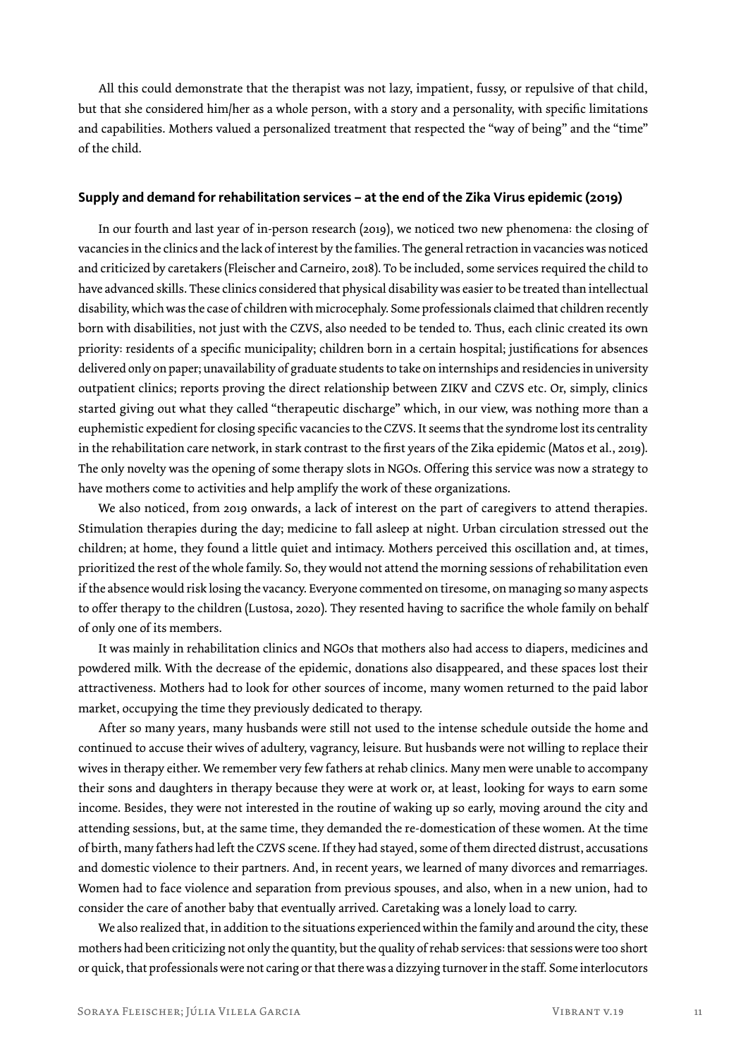All this could demonstrate that the therapist was not lazy, impatient, fussy, or repulsive of that child, but that she considered him/her as a whole person, with a story and a personality, with specific limitations and capabilities. Mothers valued a personalized treatment that respected the "way of being" and the "time" of the child.

### Supply and demand for rehabilitation services – at the end of the Zika Virus epidemic (2019)

In our fourth and last year of in-person research (2019), we noticed two new phenomena: the closing of vacancies in the clinics and the lack of interest by the families. The general retraction in vacancies was noticed and criticized by caretakers (Fleischer and Carneiro, 2018). To be included, some services required the child to have advanced skills. These clinics considered that physical disability was easier to be treated than intellectual disability, which was the case of children with microcephaly. Some professionals claimed that children recently born with disabilities, not just with the CZVS, also needed to be tended to. Thus, each clinic created its own priority: residents of a specific municipality; children born in a certain hospital; justifications for absences delivered only on paper; unavailability of graduate students to take on internships and residencies in university outpatient clinics; reports proving the direct relationship between ZIKV and CZVS etc. Or, simply, clinics started giving out what they called "therapeutic discharge" which, in our view, was nothing more than a euphemistic expedient for closing specific vacancies to the CZVS. It seems that the syndrome lost its centrality in the rehabilitation care network, in stark contrast to the first years of the Zika epidemic (Matos et al., 2019). The only novelty was the opening of some therapy slots in NGOs. Offering this service was now a strategy to have mothers come to activities and help amplify the work of these organizations.

We also noticed, from 2019 onwards, a lack of interest on the part of caregivers to attend therapies. Stimulation therapies during the day; medicine to fall asleep at night. Urban circulation stressed out the children; at home, they found a little quiet and intimacy. Mothers perceived this oscillation and, at times, prioritized the rest of the whole family. So, they would not attend the morning sessions of rehabilitation even if the absence would risk losing the vacancy. Everyone commented on tiresome, on managing so many aspects to offer therapy to the children (Lustosa, 2020). They resented having to sacrifice the whole family on behalf of only one of its members.

It was mainly in rehabilitation clinics and NGOs that mothers also had access to diapers, medicines and powdered milk. With the decrease of the epidemic, donations also disappeared, and these spaces lost their attractiveness. Mothers had to look for other sources of income, many women returned to the paid labor market, occupying the time they previously dedicated to therapy.

After so many years, many husbands were still not used to the intense schedule outside the home and continued to accuse their wives of adultery, vagrancy, leisure. But husbands were not willing to replace their wives in therapy either. We remember very few fathers at rehab clinics. Many men were unable to accompany their sons and daughters in therapy because they were at work or, at least, looking for ways to earn some income. Besides, they were not interested in the routine of waking up so early, moving around the city and attending sessions, but, at the same time, they demanded the re-domestication of these women. At the time of birth, many fathers had left the CZVS scene. If they had stayed, some of them directed distrust, accusations and domestic violence to their partners. And, in recent years, we learned of many divorces and remarriages. Women had to face violence and separation from previous spouses, and also, when in a new union, had to consider the care of another baby that eventually arrived. Caretaking was a lonely load to carry.

We also realized that, in addition to the situations experienced within the family and around the city, these mothers had been criticizing not only the quantity, but the quality of rehab services: that sessions were too short or quick, that professionals were not caring or that there was a dizzying turnover in the staff. Some interlocutors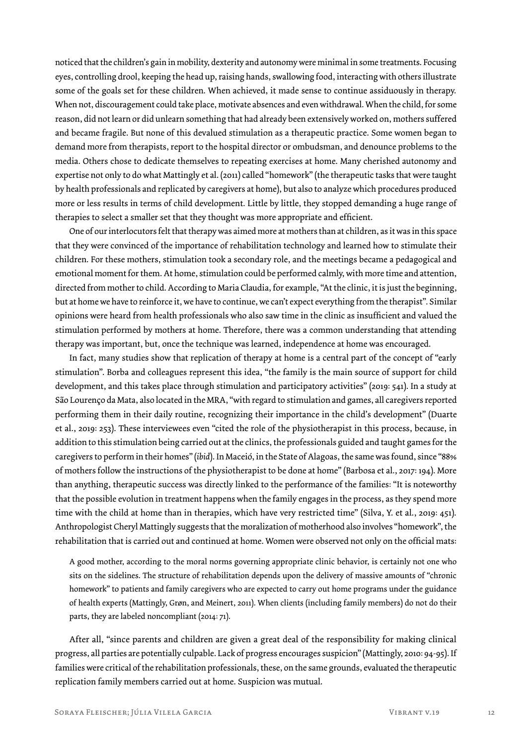noticed that the children's gain in mobility, dexterity and autonomy were minimal in some treatments. Focusing eyes, controlling drool, keeping the head up, raising hands, swallowing food, interacting with others illustrate some of the goals set for these children. When achieved, it made sense to continue assiduously in therapy. When not, discouragement could take place, motivate absences and even withdrawal. When the child, for some reason, did not learn or did unlearn something that had already been extensively worked on, mothers suffered and became fragile. But none of this devalued stimulation as a therapeutic practice. Some women began to demand more from therapists, report to the hospital director or ombudsman, and denounce problems to the media. Others chose to dedicate themselves to repeating exercises at home. Many cherished autonomy and expertise not only to do what Mattingly et al. (2011) called "homework" (the therapeutic tasks that were taught by health professionals and replicated by caregivers at home), but also to analyze which procedures produced more or less results in terms of child development. Little by little, they stopped demanding a huge range of therapies to select a smaller set that they thought was more appropriate and efficient.

One of our interlocutors felt that therapy was aimed more at mothers than at children, as it was in this space that they were convinced of the importance of rehabilitation technology and learned how to stimulate their children. For these mothers, stimulation took a secondary role, and the meetings became a pedagogical and emotional moment for them. At home, stimulation could be performed calmly, with more time and attention, directed from mother to child. According to Maria Claudia, for example, "At the clinic, it is just the beginning, but at home we have to reinforce it, we have to continue, we can't expect everything from the therapist". Similar opinions were heard from health professionals who also saw time in the clinic as insufficient and valued the stimulation performed by mothers at home. Therefore, there was a common understanding that attending therapy was important, but, once the technique was learned, independence at home was encouraged.

In fact, many studies show that replication of therapy at home is a central part of the concept of "early stimulation". Borba and colleagues represent this idea, "the family is the main source of support for child development, and this takes place through stimulation and participatory activities" (2019: 541). In a study at São Lourenço da Mata, also located in the MRA, "with regard to stimulation and games, all caregivers reported performing them in their daily routine, recognizing their importance in the child's development" (Duarte et al., 2019: 253). These interviewees even "cited the role of the physiotherapist in this process, because, in addition to this stimulation being carried out at the clinics, the professionals guided and taught games for the caregivers to perform in their homes" (*ibid*). In Maceió, in the State of Alagoas, the same was found, since "88% of mothers follow the instructions of the physiotherapist to be done at home" (Barbosa et al., 2017: 194). More than anything, therapeutic success was directly linked to the performance of the families: "It is noteworthy that the possible evolution in treatment happens when the family engages in the process, as they spend more time with the child at home than in therapies, which have very restricted time" (Silva, Y. et al., 2019: 451). Anthropologist Cheryl Mattingly suggests that the moralization of motherhood also involves "homework", the rehabilitation that is carried out and continued at home. Women were observed not only on the official mats:

> A good mother, according to the moral norms governing appropriate clinic behavior, is certainly not one who sits on the sidelines. The structure of rehabilitation depends upon the delivery of massive amounts of "chronic homework" to patients and family caregivers who are expected to carry out home programs under the guidance of health experts (Mattingly, Grøn, and Meinert, 2011). When clients (including family members) do not do their parts, they are labeled noncompliant (2014: 71).

After all, "since parents and children are given a great deal of the responsibility for making clinical progress, all parties are potentially culpable. Lack of progress encourages suspicion" (Mattingly, 2010: 94-95). If families were critical of the rehabilitation professionals, these, on the same grounds, evaluated the therapeutic replication family members carried out at home. Suspicion was mutual.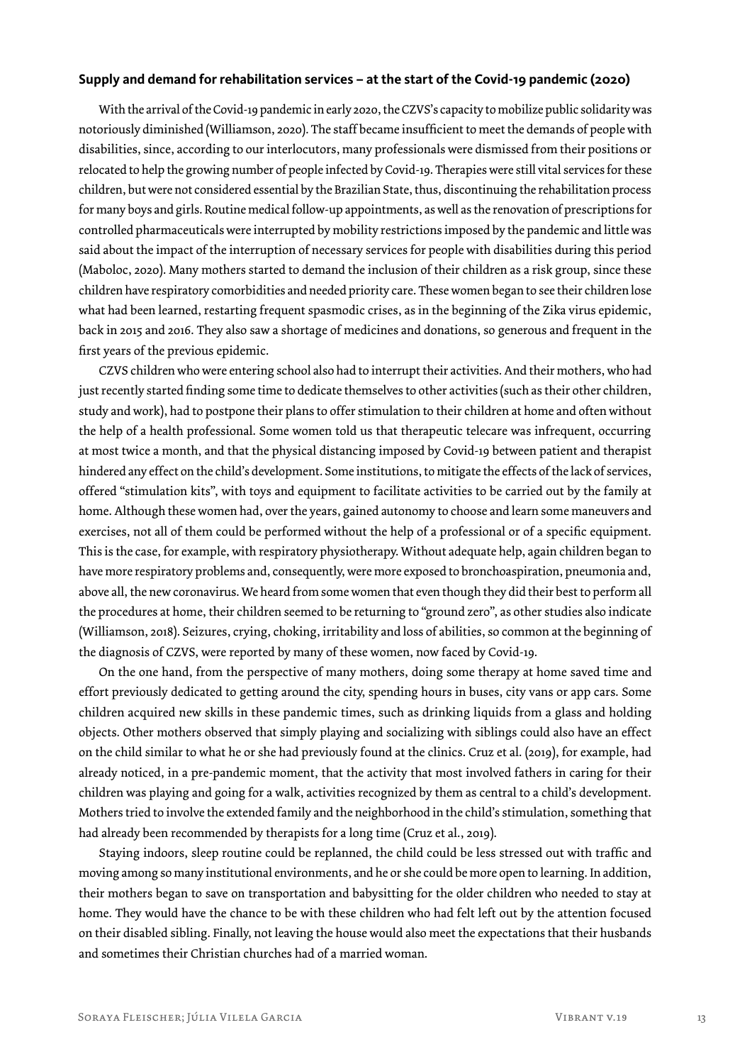**Supply and demand for rehabilitation services – at the start of the Covid-19 pandemic (2020)**

With the arrival of the Covid-19 pandemic in early 2020, the CZVS's capacity to mobilize public solidarity was notoriously diminished (Williamson, 2020). The staff became insufficient to meet the demands of people with disabilities, since, according to our interlocutors, many professionals were dismissed from their positions or relocated to help the growing number of people infected by Covid-19. Therapies were still vital services for these children, but were not considered essential by the Brazilian State, thus, discontinuing the rehabilitation process for many boys and girls. Routine medical follow-up appointments, as well as the renovation of prescriptions for controlled pharmaceuticals were interrupted by mobility restrictions imposed by the pandemic and little was said about the impact of the interruption of necessary services for people with disabilities during this period (Maboloc, 2020). Many mothers started to demand the inclusion of their children as a risk group, since these children have respiratory comorbidities and needed priority care. These women began to see their children lose what had been learned, restarting frequent spasmodic crises, as in the beginning of the Zika virus epidemic, back in 2015 and 2016. They also saw a shortage of medicines and donations, so generous and frequent in the first years of the previous epidemic.

CZVS children who were entering school also had to interrupt their activities. And their mothers, who had just recently started finding some time to dedicate themselves to other activities (such as their other children, study and work), had to postpone their plans to offer stimulation to their children at home and often without the help of a health professional. Some women told us that therapeutic telecare was infrequent, occurring at most twice a month, and that the physical distancing imposed by Covid-19 between patient and therapist hindered any effect on the child's development. Some institutions, to mitigate the effects of the lack of services, offered "stimulation kits", with toys and equipment to facilitate activities to be carried out by the family at home. Although these women had, over the years, gained autonomy to choose and learn some maneuvers and exercises, not all of them could be performed without the help of a professional or of a specific equipment. This is the case, for example, with respiratory physiotherapy. Without adequate help, again children began to have more respiratory problems and, consequently, were more exposed to bronchoaspiration, pneumonia and, above all, the new coronavirus. We heard from some women that even though they did their best to perform all the procedures at home, their children seemed to be returning to "ground zero", as other studies also indicate (Williamson, 2018). Seizures, crying, choking, irritability and loss of abilities, so common at the beginning of the diagnosis of CZVS, were reported by many of these women, now faced by Covid-19.

On the one hand, from the perspective of many mothers, doing some therapy at home saved time and effort previously dedicated to getting around the city, spending hours in buses, city vans or app cars. Some children acquired new skills in these pandemic times, such as drinking liquids from a glass and holding objects. Other mothers observed that simply playing and socializing with siblings could also have an effect on the child similar to what he or she had previously found at the clinics. Cruz et al. (2019), for example, had already noticed, in a pre-pandemic moment, that the activity that most involved fathers in caring for their children was playing and going for a walk, activities recognized by them as central to a child's development. Mothers tried to involve the extended family and the neighborhood in the child's stimulation, something that had already been recommended by therapists for a long time (Cruz et al., 2019).

Staying indoors, sleep routine could be replanned, the child could be less stressed out with traffic and moving among so many institutional environments, and he or she could be more open to learning. In addition, their mothers began to save on transportation and babysitting for the older children who needed to stay at home. They would have the chance to be with these children who had felt left out by the attention focused on their disabled sibling. Finally, not leaving the house would also meet the expectations that their husbands and sometimes their Christian churches had of a married woman.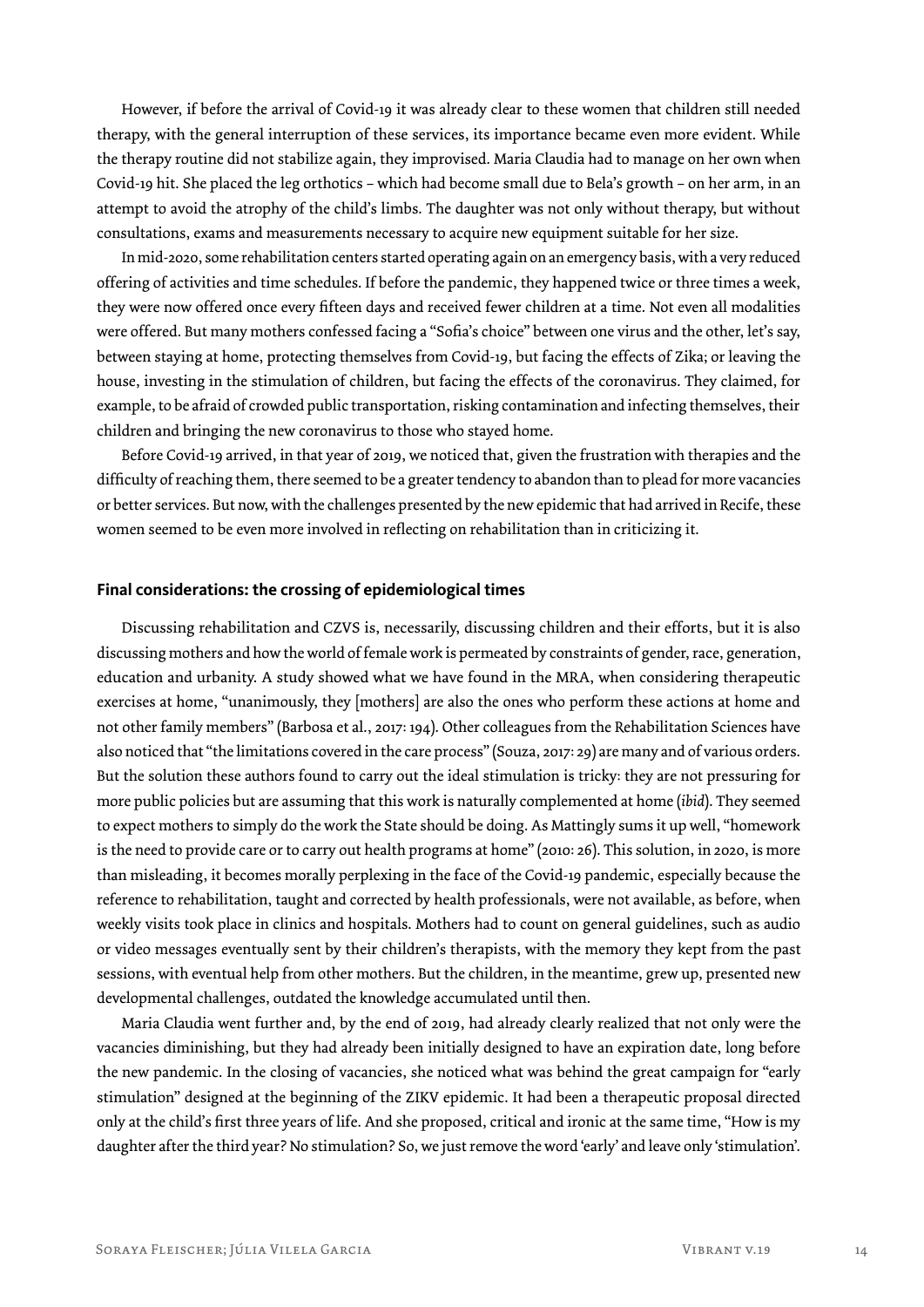However, if before the arrival of Covid-19 it was already clear to these women that children still needed therapy, with the general interruption of these services, its importance became even more evident. While the therapy routine did not stabilize again, they improvised. Maria Claudia had to manage on her own when Covid-19 hit. She placed the leg orthotics – which had become small due to Bela's growth – on her arm, in an attempt to avoid the atrophy of the child's limbs. The daughter was not only without therapy, but without consultations, exams and measurements necessary to acquire new equipment suitable for her size.

In mid-2020, some rehabilitation centers started operating again on an emergency basis, with a very reduced offering of activities and time schedules. If before the pandemic, they happened twice or three times a week, they were now offered once every fifteen days and received fewer children at a time. Not even all modalities were offered. But many mothers confessed facing a "Sofia's choice" between one virus and the other, let's say, between staying at home, protecting themselves from Covid-19, but facing the effects of Zika; or leaving the house, investing in the stimulation of children, but facing the effects of the coronavirus. They claimed, for example, to be afraid of crowded public transportation, risking contamination and infecting themselves, their children and bringing the new coronavirus to those who stayed home.

Before Covid-19 arrived, in that year of 2019, we noticed that, given the frustration with therapies and the difficulty of reaching them, there seemed to be a greater tendency to abandon than to plead for more vacancies or better services. But now, with the challenges presented by the new epidemic that had arrived in Recife, these women seemed to be even more involved in reflecting on rehabilitation than in criticizing it.

## Final considerations: the crossing of epidemiological times

Discussing rehabilitation and CZVS is, necessarily, discussing children and their efforts, but it is also discussing mothers and how the world of female work is permeated by constraints of gender, race, generation, education and urbanity. A study showed what we have found in the MRA, when considering therapeutic exercises at home, "unanimously, they [mothers] are also the ones who perform these actions at home and not other family members" (Barbosa et al., 2017: 194). Other colleagues from the Rehabilitation Sciences have also noticed that "the limitations covered in the care process" (Souza, 2017: 29) are many and of various orders. But the solution these authors found to carry out the ideal stimulation is tricky: they are not pressuring for more public policies but are assuming that this work is naturally complemented at home (*ibid*). They seemed to expect mothers to simply do the work the State should be doing. As Mattingly sums it up well, "homework is the need to provide care or to carry out health programs at home" (2010: 26). This solution, in 2020, is more than misleading, it becomes morally perplexing in the face of the Covid-19 pandemic, especially because the reference to rehabilitation, taught and corrected by health professionals, were not available, as before, when weekly visits took place in clinics and hospitals. Mothers had to count on general guidelines, such as audio or video messages eventually sent by their children's therapists, with the memory they kept from the past sessions, with eventual help from other mothers. But the children, in the meantime, grew up, presented new developmental challenges, outdated the knowledge accumulated until then.

Maria Claudia went further and, by the end of 2019, had already clearly realized that not only were the vacancies diminishing, but they had already been initially designed to have an expiration date, long before the new pandemic. In the closing of vacancies, she noticed what was behind the great campaign for "early stimulation" designed at the beginning of the ZIKV epidemic. It had been a therapeutic proposal directed only at the child's first three years of life. And she proposed, critical and ironic at the same time, "How is my daughter after the third year? No stimulation? So, we just remove the word 'early' and leave only 'stimulation'.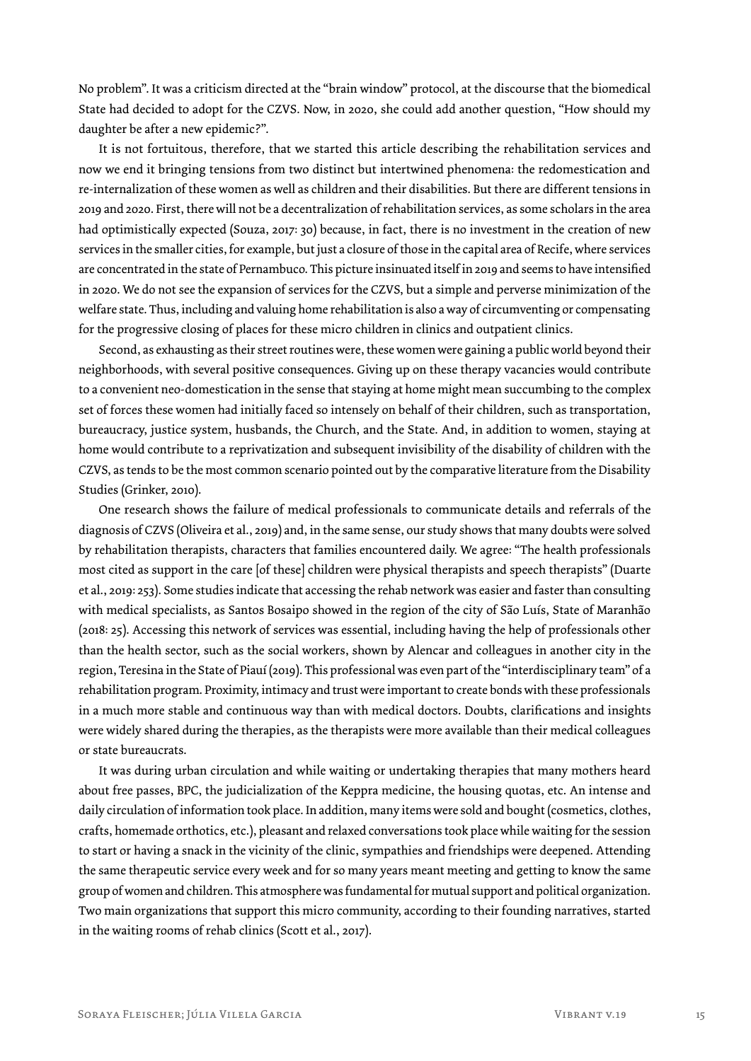No problem". It was a criticism directed at the "brain window" protocol, at the discourse that the biomedical State had decided to adopt for the CZVS. Now, in 2020, she could add another question, "How should my daughter be after a new epidemic?".

It is not fortuitous, therefore, that we started this article describing the rehabilitation services and now we end it bringing tensions from two distinct but intertwined phenomena: the redomestication and re-internalization of these women as well as children and their disabilities. But there are different tensions in 2019 and 2020. First, there will not be a decentralization of rehabilitation services, as some scholars in the area had optimistically expected (Souza, 2017: 30) because, in fact, there is no investment in the creation of new services in the smaller cities, for example, but just a closure of those in the capital area of Recife, where services are concentrated in the state of Pernambuco. This picture insinuated itself in 2019 and seems to have intensified in 2020. We do not see the expansion of services for the CZVS, but a simple and perverse minimization of the welfare state. Thus, including and valuing home rehabilitation is also a way of circumventing or compensating for the progressive closing of places for these micro children in clinics and outpatient clinics.

Second, as exhausting as their street routines were, these women were gaining a public world beyond their neighborhoods, with several positive consequences. Giving up on these therapy vacancies would contribute to a convenient neo-domestication in the sense that staying at home might mean succumbing to the complex set of forces these women had initially faced so intensely on behalf of their children, such as transportation, bureaucracy, justice system, husbands, the Church, and the State. And, in addition to women, staying at home would contribute to a reprivatization and subsequent invisibility of the disability of children with the CZVS, as tends to be the most common scenario pointed out by the comparative literature from the Disability Studies (Grinker, 2010).

One research shows the failure of medical professionals to communicate details and referrals of the diagnosis of CZVS (Oliveira et al., 2019) and, in the same sense, our study shows that many doubts were solved by rehabilitation therapists, characters that families encountered daily. We agree: "The health professionals most cited as support in the care [of these] children were physical therapists and speech therapists" (Duarte et al., 2019: 253). Some studies indicate that accessing the rehab network was easier and faster than consulting with medical specialists, as Santos Bosaipo showed in the region of the city of São Luís, State of Maranhão (2018: 25). Accessing this network of services was essential, including having the help of professionals other than the health sector, such as the social workers, shown by Alencar and colleagues in another city in the region, Teresina in the State of Piauí (2019). This professional was even part of the "interdisciplinary team" of a rehabilitation program. Proximity, intimacy and trust were important to create bonds with these professionals in a much more stable and continuous way than with medical doctors. Doubts, clarifications and insights were widely shared during the therapies, as the therapists were more available than their medical colleagues or state bureaucrats.

It was during urban circulation and while waiting or undertaking therapies that many mothers heard about free passes, BPC, the judicialization of the Keppra medicine, the housing quotas, etc. An intense and daily circulation of information took place. In addition, many items were sold and bought (cosmetics, clothes, crafts, homemade orthotics, etc.), pleasant and relaxed conversations took place while waiting for the session to start or having a snack in the vicinity of the clinic, sympathies and friendships were deepened. Attending the same therapeutic service every week and for so many years meant meeting and getting to know the same group of women and children. This atmosphere was fundamental for mutual support and political organization. Two main organizations that support this micro community, according to their founding narratives, started in the waiting rooms of rehab clinics (Scott et al., 2017).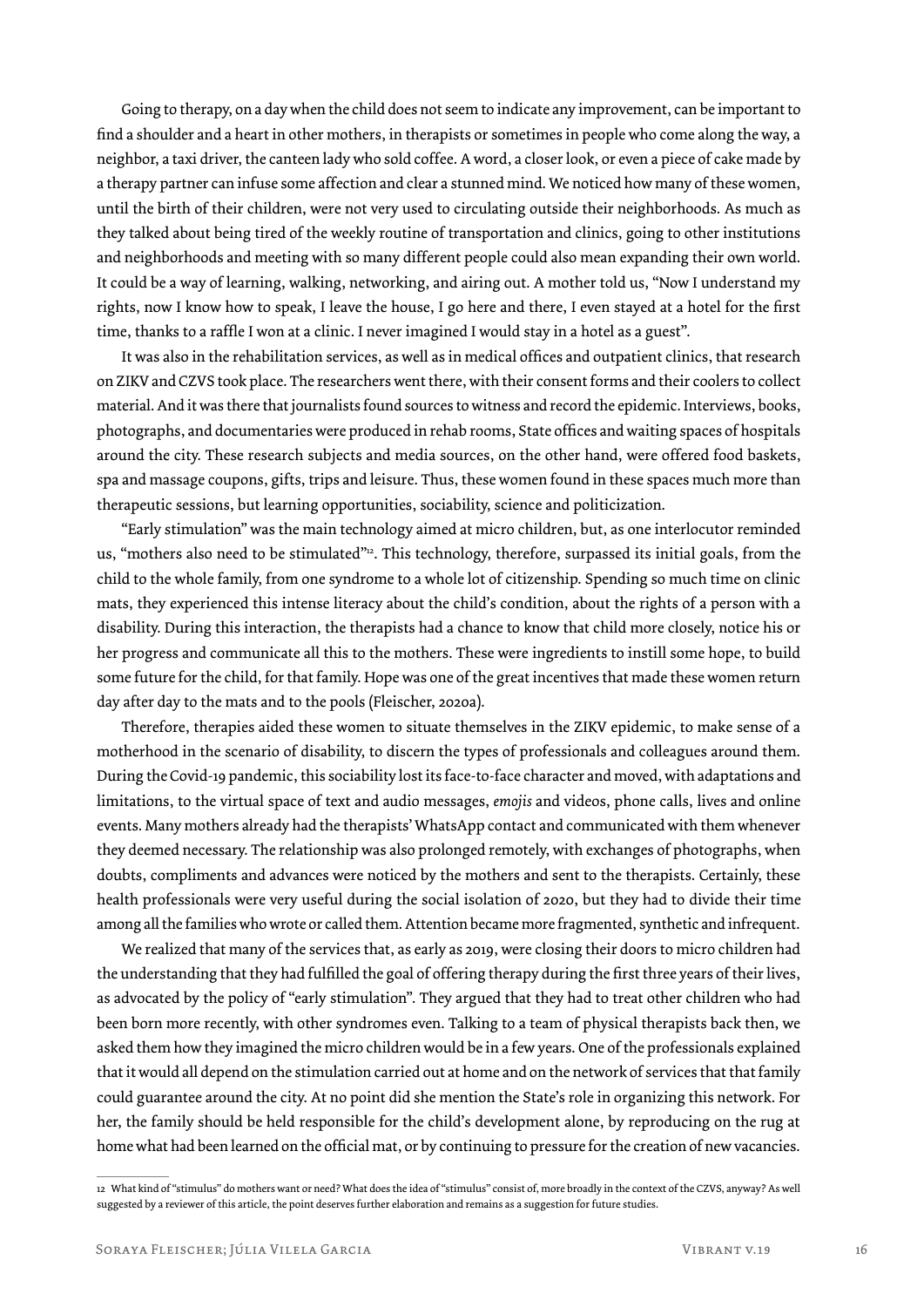Going to therapy, on a day when the child does not seem to indicate any improvement, can be important to find a shoulder and a heart in other mothers, in therapists or sometimes in people who come along the way, a neighbor, a taxi driver, the canteen lady who sold coffee. A word, a closer look, or even a piece of cake made by a therapy partner can infuse some affection and clear a stunned mind. We noticed how many of these women, until the birth of their children, were not very used to circulating outside their neighborhoods. As much as they talked about being tired of the weekly routine of transportation and clinics, going to other institutions and neighborhoods and meeting with so many different people could also mean expanding their own world. It could be a way of learning, walking, networking, and airing out. A mother told us, "Now I understand my rights, now I know how to speak, I leave the house, I go here and there, I even stayed at a hotel for the first time, thanks to a raffle I won at a clinic. I never imagined I would stay in a hotel as a guest".

It was also in the rehabilitation services, as well as in medical offices and outpatient clinics, that research on ZIKV and CZVS took place. The researchers went there, with their consent forms and their coolers to collect material. And it was there that journalists found sources to witness and record the epidemic. Interviews, books, photographs, and documentaries were produced in rehab rooms, State offices and waiting spaces of hospitals around the city. These research subjects and media sources, on the other hand, were offered food baskets, spa and massage coupons, gifts, trips and leisure. Thus, these women found in these spaces much more than therapeutic sessions, but learning opportunities, sociability, science and politicization.

"Early stimulation" was the main technology aimed at micro children, but, as one interlocutor reminded us, "mothers also need to be stimulated"[12]. This technology, therefore, surpassed its initial goals, from the child to the whole family, from one syndrome to a whole lot of citizenship. Spending so much time on clinic mats, they experienced this intense literacy about the child's condition, about the rights of a person with a disability. During this interaction, the therapists had a chance to know that child more closely, notice his or her progress and communicate all this to the mothers. These were ingredients to instill some hope, to build some future for the child, for that family. Hope was one of the great incentives that made these women return day after day to the mats and to the pools (Fleischer, 2020a).

Therefore, therapies aided these women to situate themselves in the ZIKV epidemic, to make sense of a motherhood in the scenario of disability, to discern the types of professionals and colleagues around them. During the Covid-19 pandemic, this sociability lost its face-to-face character and moved, with adaptations and limitations, to the virtual space of text and audio messages, *emojis* and videos, phone calls, lives and online events. Many mothers already had the therapists' WhatsApp contact and communicated with them whenever they deemed necessary. The relationship was also prolonged remotely, with exchanges of photographs, when doubts, compliments and advances were noticed by the mothers and sent to the therapists. Certainly, these health professionals were very useful during the social isolation of 2020, but they had to divide their time among all the families who wrote or called them. Attention became more fragmented, synthetic and infrequent.

We realized that many of the services that, as early as 2019, were closing their doors to micro children had the understanding that they had fulfilled the goal of offering therapy during the first three years of their lives, as advocated by the policy of "early stimulation". They argued that they had to treat other children who had been born more recently, with other syndromes even. Talking to a team of physical therapists back then, we asked them how they imagined the micro children would be in a few years. One of the professionals explained that it would all depend on the stimulation carried out at home and on the network of services that that family could guarantee around the city. At no point did she mention the State's role in organizing this network. For her, the family should be held responsible for the child's development alone, by reproducing on the rug at home what had been learned on the official mat, or by continuing to pressure for the creation of new vacancies.

---

12 What kind of "stimulus" do mothers want or need? What does the idea of "stimulus" consist of, more broadly in the context of the CZVS, anyway? As well suggested by a reviewer of this article, the point deserves further elaboration and remains as a suggestion for future studies.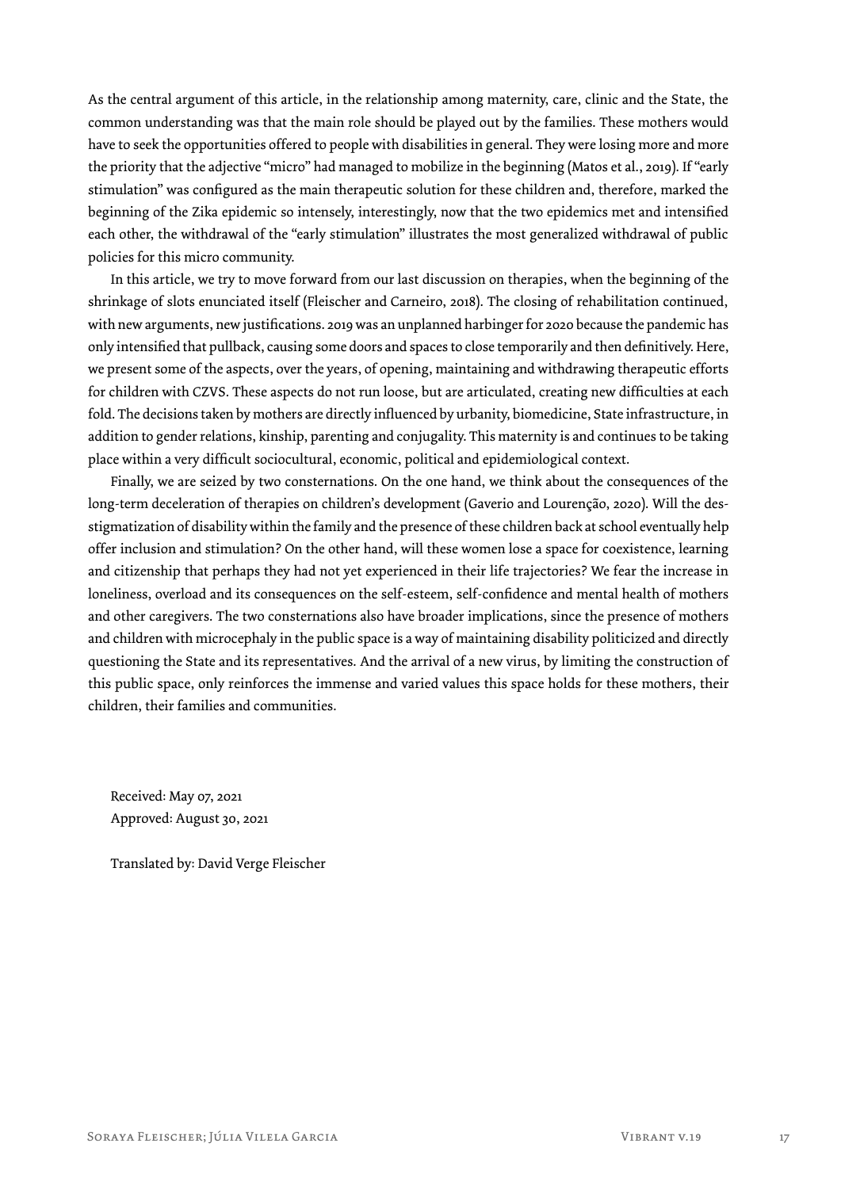As the central argument of this article, in the relationship among maternity, care, clinic and the State, the common understanding was that the main role should be played out by the families. These mothers would have to seek the opportunities offered to people with disabilities in general. They were losing more and more the priority that the adjective "micro" had managed to mobilize in the beginning (Matos et al., 2019). If "early stimulation" was configured as the main therapeutic solution for these children and, therefore, marked the beginning of the Zika epidemic so intensely, interestingly, now that the two epidemics met and intensified each other, the withdrawal of the "early stimulation" illustrates the most generalized withdrawal of public policies for this micro community.

In this article, we try to move forward from our last discussion on therapies, when the beginning of the shrinkage of slots enunciated itself (Fleischer and Carneiro, 2018). The closing of rehabilitation continued, with new arguments, new justifications. 2019 was an unplanned harbinger for 2020 because the pandemic has only intensified that pullback, causing some doors and spaces to close temporarily and then definitively. Here, we present some of the aspects, over the years, of opening, maintaining and withdrawing therapeutic efforts for children with CZVS. These aspects do not run loose, but are articulated, creating new difficulties at each fold. The decisions taken by mothers are directly influenced by urbanity, biomedicine, State infrastructure, in addition to gender relations, kinship, parenting and conjugality. This maternity is and continues to be taking place within a very difficult sociocultural, economic, political and epidemiological context.

Finally, we are seized by two consternations. On the one hand, we think about the consequences of the long-term deceleration of therapies on children's development (Gaverio and Lourenção, 2020). Will the des-stigmatization of disability within the family and the presence of these children back at school eventually help offer inclusion and stimulation? On the other hand, will these women lose a space for coexistence, learning and citizenship that perhaps they had not yet experienced in their life trajectories? We fear the increase in loneliness, overload and its consequences on the self-esteem, self-confidence and mental health of mothers and other caregivers. The two consternations also have broader implications, since the presence of mothers and children with microcephaly in the public space is a way of maintaining disability politicized and directly questioning the State and its representatives. And the arrival of a new virus, by limiting the construction of this public space, only reinforces the immense and varied values this space holds for these mothers, their children, their families and communities.

Received: May 07, 2021
Approved: August 30, 2021

Translated by: David Verge Fleischer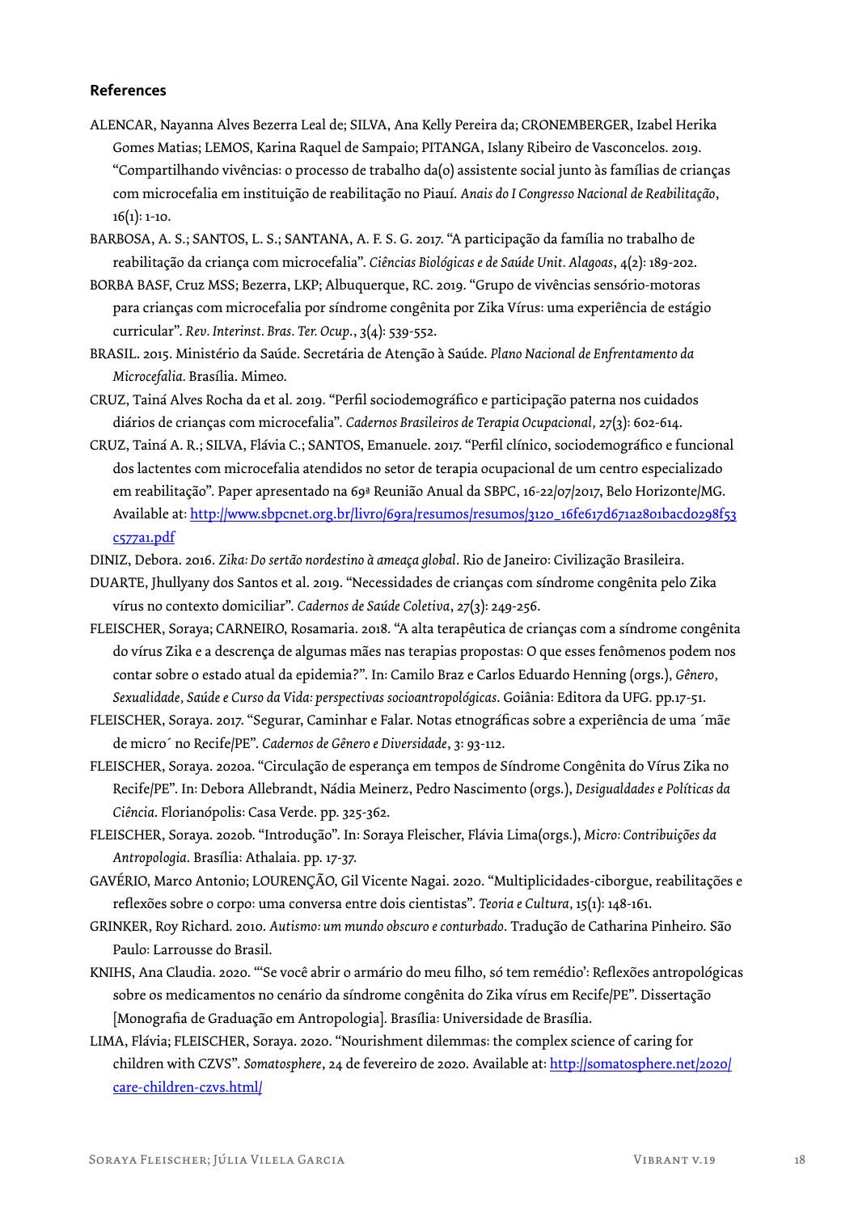### References

ALENCAR, Nayanna Alves Bezerra Leal de; SILVA, Ana Kelly Pereira da; CRONEMBERGER, Izabel Herika Gomes Matias; LEMOS, Karina Raquel de Sampaio; PITANGA, Islany Ribeiro de Vasconcelos. 2019. "Compartilhando vivências: o processo de trabalho da(o) assistente social junto às famílias de crianças com microcefalia em instituição de reabilitação no Piauí. *Anais do I Congresso Nacional de Reabilitação*, 16(1): 1-10.

BARBOSA, A. S.; SANTOS, L. S.; SANTANA, A. F. S. G. 2017. "A participação da família no trabalho de reabilitação da criança com microcefalia". *Ciências Biológicas e de Saúde Unit. Alagoas*, 4(2): 189-202.

BORBA BASF, Cruz MSS; Bezerra, LKP; Albuquerque, RC. 2019. "Grupo de vivências sensório-motoras para crianças com microcefalia por síndrome congênita por Zika Vírus: uma experiência de estágio curricular". *Rev. Interinst. Bras. Ter. Ocup.*, 3(4): 539-552.

BRASIL. 2015. Ministério da Saúde. Secretária de Atenção à Saúde. *Plano Nacional de Enfrentamento da Microcefalia*. Brasília. Mimeo.

CRUZ, Tainá Alves Rocha da et al. 2019. "Perfil sociodemográfico e participação paterna nos cuidados diários de crianças com microcefalia". *Cadernos Brasileiros de Terapia Ocupacional*, 27(3): 602-614.

CRUZ, Tainá A. R.; SILVA, Flávia C.; SANTOS, Emanuele. 2017. "Perfil clínico, sociodemográfico e funcional dos lactentes com microcefalia atendidos no setor de terapia ocupacional de um centro especializado em reabilitação". Paper apresentado na 69ª Reunião Anual da SBPC, 16-22/07/2017, Belo Horizonte/MG. Available at: http://www.sbpcnet.org.br/livro/69ra/resumos/resumos/3120_16fe617d671a2801bacd0298f53c577a1.pdf

DINIZ, Debora. 2016. *Zika: Do sertão nordestino à ameaça global*. Rio de Janeiro: Civilização Brasileira.

DUARTE, Jhullyany dos Santos et al. 2019. "Necessidades de crianças com síndrome congênita pelo Zika vírus no contexto domiciliar". *Cadernos de Saúde Coletiva*, 27(3): 249-256.

FLEISCHER, Soraya; CARNEIRO, Rosamaria. 2018. "A alta terapêutica de crianças com a síndrome congênita do vírus Zika e a descrença de algumas mães nas terapias propostas: O que esses fenômenos podem nos contar sobre o estado atual da epidemia?". In: Camilo Braz e Carlos Eduardo Henning (orgs.), *Gênero, Sexualidade, Saúde e Curso da Vida: perspectivas socioantropológicas*. Goiânia: Editora da UFG. pp.17-51.

FLEISCHER, Soraya. 2017. "Segurar, Caminhar e Falar. Notas etnográficas sobre a experiência de uma ´mãe de micro´ no Recife/PE". *Cadernos de Gênero e Diversidade*, 3: 93-112.

FLEISCHER, Soraya. 2020a. "Circulação de esperança em tempos de Síndrome Congênita do Vírus Zika no Recife/PE". In: Debora Allebrandt, Nádia Meinerz, Pedro Nascimento (orgs.), *Desigualdades e Políticas da Ciência*. Florianópolis: Casa Verde. pp. 325-362.

FLEISCHER, Soraya. 2020b. "Introdução". In: Soraya Fleischer, Flávia Lima(orgs.), *Micro: Contribuições da Antropologia*. Brasília: Athalaia. pp. 17-37.

GAVÉRIO, Marco Antonio; LOURENÇÃO, Gil Vicente Nagai. 2020. "Multiplicidades-ciborgue, reabilitações e reflexões sobre o corpo: uma conversa entre dois cientistas". *Teoria e Cultura*, 15(1): 148-161.

GRINKER, Roy Richard. 2010. *Autismo: um mundo obscuro e conturbado*. Tradução de Catharina Pinheiro. São Paulo: Larrousse do Brasil.

KNIHS, Ana Claudia. 2020. "'Se você abrir o armário do meu filho, só tem remédio': Reflexões antropológicas sobre os medicamentos no cenário da síndrome congênita do Zika vírus em Recife/PE". Dissertação [Monografia de Graduação em Antropologia]. Brasília: Universidade de Brasília.

LIMA, Flávia; FLEISCHER, Soraya. 2020. "Nourishment dilemmas: the complex science of caring for children with CZVS". *Somatosphere*, 24 de fevereiro de 2020. Available at: http://somatosphere.net/2020/care-children-czvs.html/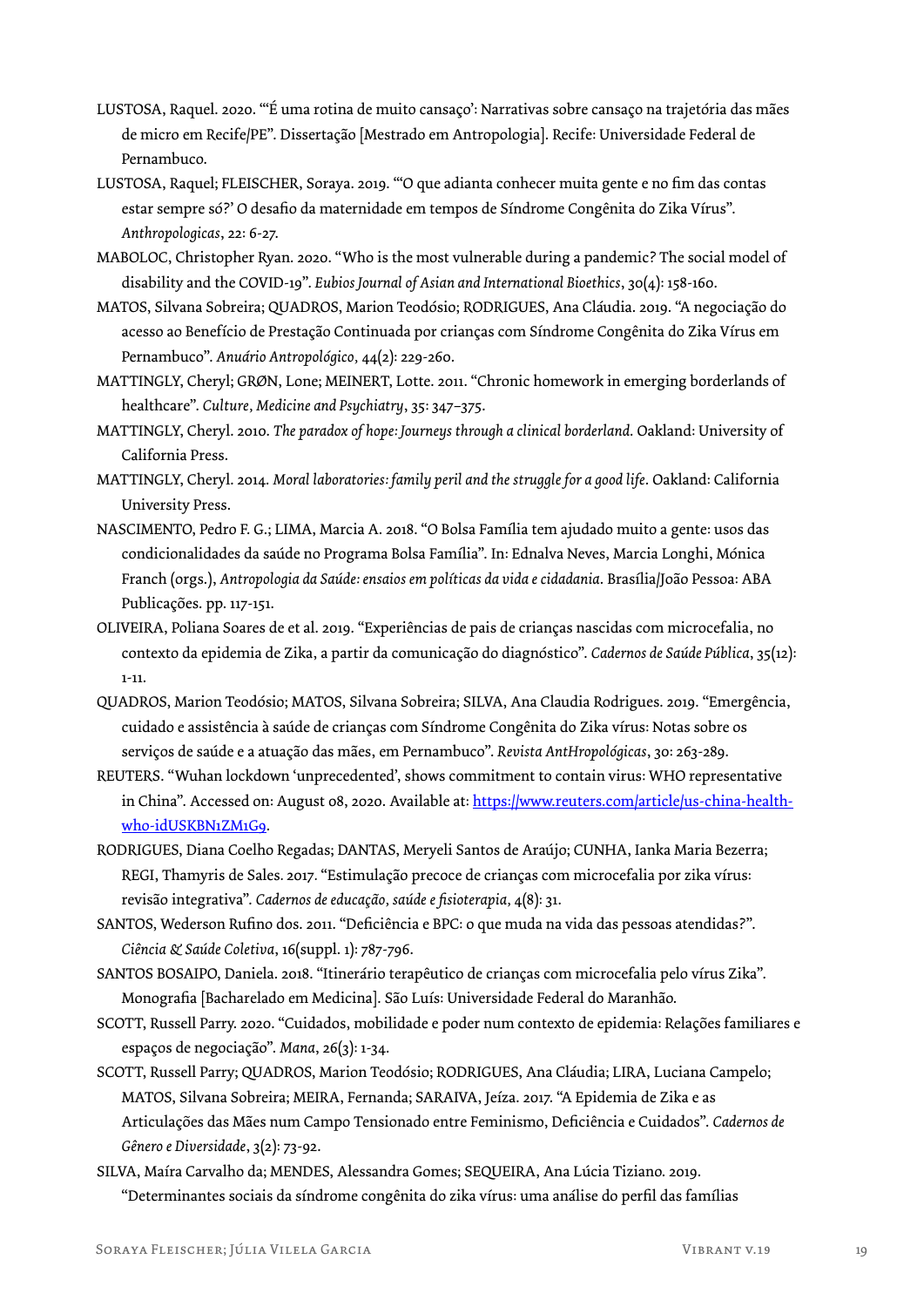LUSTOSA, Raquel. 2020. "'É uma rotina de muito cansaço': Narrativas sobre cansaço na trajetória das mães de micro em Recife/PE". Dissertação [Mestrado em Antropologia]. Recife: Universidade Federal de Pernambuco.

LUSTOSA, Raquel; FLEISCHER, Soraya. 2019. "'O que adianta conhecer muita gente e no fim das contas estar sempre só?' O desafio da maternidade em tempos de Síndrome Congênita do Zika Vírus". *Anthropologicas*, 22: 6-27.

MABOLOC, Christopher Ryan. 2020. "Who is the most vulnerable during a pandemic? The social model of disability and the COVID-19". *Eubios Journal of Asian and International Bioethics*, 30(4): 158-160.

MATOS, Silvana Sobreira; QUADROS, Marion Teodósio; RODRIGUES, Ana Cláudia. 2019. "A negociação do acesso ao Benefício de Prestação Continuada por crianças com Síndrome Congênita do Zika Vírus em Pernambuco". *Anuário Antropológico*, 44(2): 229-260.

MATTINGLY, Cheryl; GRØN, Lone; MEINERT, Lotte. 2011. "Chronic homework in emerging borderlands of healthcare". *Culture, Medicine and Psychiatry*, 35: 347–375.

MATTINGLY, Cheryl. 2010. *The paradox of hope: Journeys through a clinical borderland.* Oakland: University of California Press.

MATTINGLY, Cheryl. 2014. *Moral laboratories: family peril and the struggle for a good life.* Oakland: California University Press.

NASCIMENTO, Pedro F. G.; LIMA, Marcia A. 2018. "O Bolsa Família tem ajudado muito a gente: usos das condicionalidades da saúde no Programa Bolsa Família". In: Ednalva Neves, Marcia Longhi, Mónica Franch (orgs.), *Antropologia da Saúde: ensaios em políticas da vida e cidadania.* Brasília/João Pessoa: ABA Publicações. pp. 117-151.

OLIVEIRA, Poliana Soares de et al. 2019. "Experiências de pais de crianças nascidas com microcefalia, no contexto da epidemia de Zika, a partir da comunicação do diagnóstico". *Cadernos de Saúde Pública*, 35(12): 1-11.

QUADROS, Marion Teodósio; MATOS, Silvana Sobreira; SILVA, Ana Claudia Rodrigues. 2019. "Emergência, cuidado e assistência à saúde de crianças com Síndrome Congênita do Zika vírus: Notas sobre os serviços de saúde e a atuação das mães, em Pernambuco". *Revista AntHropológicas*, 30: 263-289.

REUTERS. "Wuhan lockdown 'unprecedented', shows commitment to contain virus: WHO representative in China". Accessed on: August 08, 2020. Available at: https://www.reuters.com/article/us-china-health-who-idUSKBN1ZM1G9.

RODRIGUES, Diana Coelho Regadas; DANTAS, Meryeli Santos de Araújo; CUNHA, Ianka Maria Bezerra; REGI, Thamyris de Sales. 2017. "Estimulação precoce de crianças com microcefalia por zika vírus: revisão integrativa". *Cadernos de educação, saúde e fisioterapia*, 4(8): 31.

SANTOS, Wederson Rufino dos. 2011. "Deficiência e BPC: o que muda na vida das pessoas atendidas?". *Ciência & Saúde Coletiva*, 16(suppl. 1): 787-796.

SANTOS BOSAIPO, Daniela. 2018. "Itinerário terapêutico de crianças com microcefalia pelo vírus Zika". Monografia [Bacharelado em Medicina]. São Luís: Universidade Federal do Maranhão.

SCOTT, Russell Parry. 2020. "Cuidados, mobilidade e poder num contexto de epidemia: Relações familiares e espaços de negociação". *Mana*, 26(3): 1-34.

SCOTT, Russell Parry; QUADROS, Marion Teodósio; RODRIGUES, Ana Cláudia; LIRA, Luciana Campelo; MATOS, Silvana Sobreira; MEIRA, Fernanda; SARAIVA, Jeíza. 2017. "A Epidemia de Zika e as Articulações das Mães num Campo Tensionado entre Feminismo, Deficiência e Cuidados". *Cadernos de Gênero e Diversidade*, 3(2): 73-92.

SILVA, Maíra Carvalho da; MENDES, Alessandra Gomes; SEQUEIRA, Ana Lúcia Tiziano. 2019. "Determinantes sociais da síndrome congênita do zika vírus: uma análise do perfil das famílias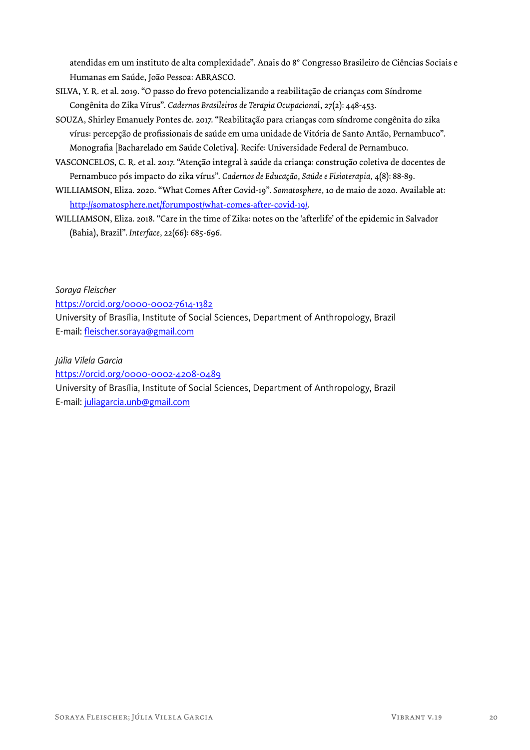atendidas em um instituto de alta complexidade". Anais do 8° Congresso Brasileiro de Ciências Sociais e Humanas em Saúde, João Pessoa: ABRASCO.

SILVA, Y. R. et al. 2019. "O passo do frevo potencializando a reabilitação de crianças com Síndrome Congênita do Zika Vírus". *Cadernos Brasileiros de Terapia Ocupacional*, 27(2): 448-453.

SOUZA, Shirley Emanuely Pontes de. 2017. "Reabilitação para crianças com síndrome congênita do zika vírus: percepção de profissionais de saúde em uma unidade de Vitória de Santo Antão, Pernambuco". Monografia [Bacharelado em Saúde Coletiva]. Recife: Universidade Federal de Pernambuco.

VASCONCELOS, C. R. et al. 2017. "Atenção integral à saúde da criança: construção coletiva de docentes de Pernambuco pós impacto do zika vírus". *Cadernos de Educação, Saúde e Fisioterapia*, 4(8): 88-89.

WILLIAMSON, Eliza. 2020. "What Comes After Covid-19". *Somatosphere*, 10 de maio de 2020. Available at: http://somatosphere.net/forumpost/what-comes-after-covid-19/.

WILLIAMSON, Eliza. 2018. "Care in the time of Zika: notes on the 'afterlife' of the epidemic in Salvador (Bahia), Brazil". *Interface*, 22(66): 685-696.

*Soraya Fleischer*
https://orcid.org/0000-0002-7614-1382
University of Brasília, Institute of Social Sciences, Department of Anthropology, Brazil
E-mail: fleischer.soraya@gmail.com

*Júlia Vilela Garcia*
https://orcid.org/0000-0002-4208-0489
University of Brasília, Institute of Social Sciences, Department of Anthropology, Brazil
E-mail: juliagarcia.unb@gmail.com